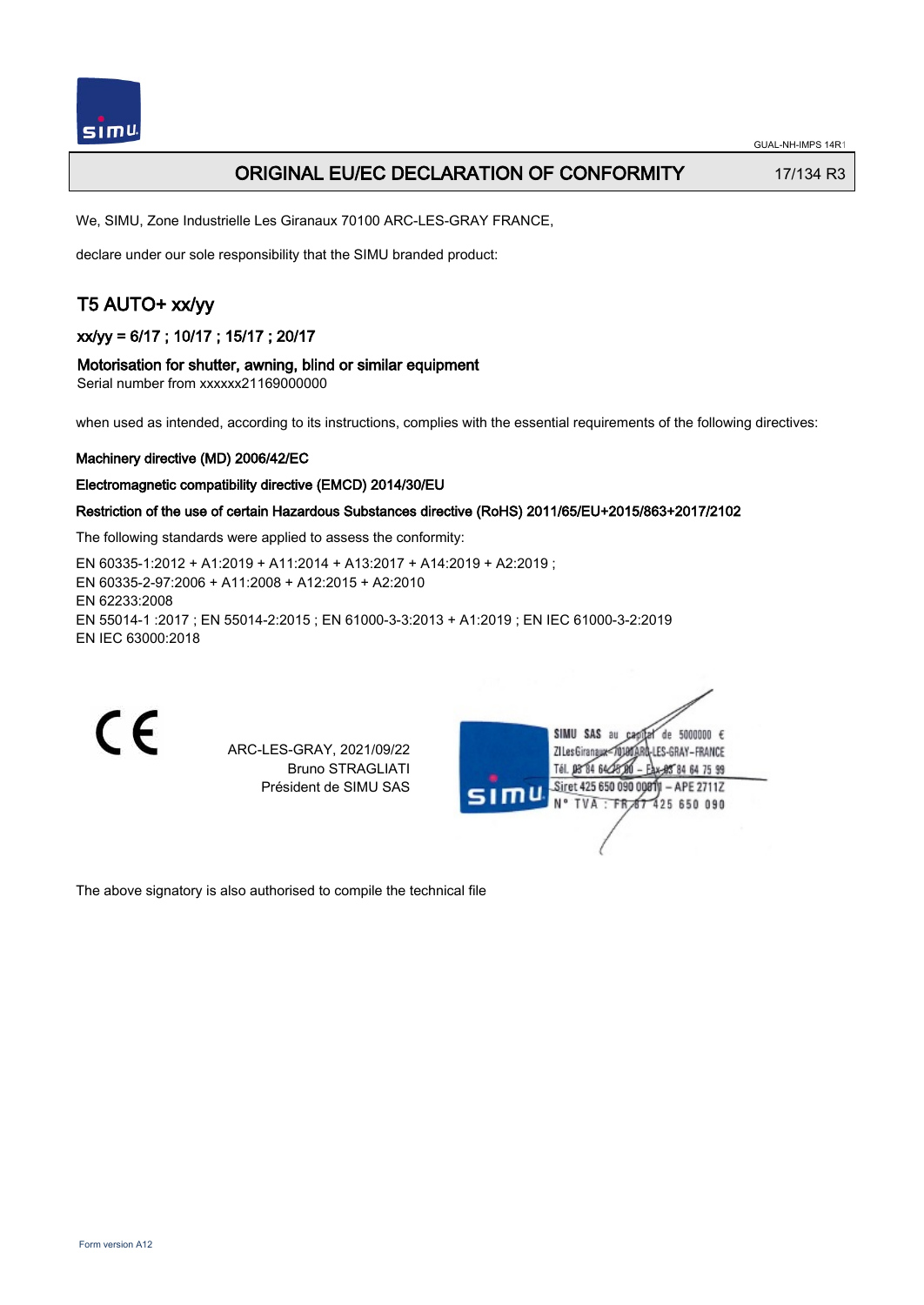# ORIGINAL EU/EC DECLARATION OF CONFORMITY

17/134 R3

We, SIMU, Zone Industrielle Les Giranaux 70100 ARC-LES-GRAY FRANCE,

declare under our sole responsibility that the SIMU branded product:

## T5 AUTO+ xx/yy

### xx/yy = 6/17 ; 10/17 ; 15/17 ; 20/17

### Motorisation for shutter, awning, blind or similar equipment

Serial number from xxxxxx21169000000

when used as intended, according to its instructions, complies with the essential requirements of the following directives:

**Machinery directive (MD) 2006/42/EC**

**Electromagnetic compatibility directive (EMCD) 2014/30/EU**

**Restriction of the use of certain Hazardous Substances directive (RoHS) 2011/65/EU+2015/863+2017/2102**

The following standards were applied to assess the conformity:

EN 60335-1:2012 + A1:2019 + A11:2014 + A13:2017 + A14:2019 + A2:2019 ;
EN 60335-2-97:2006 + A11:2008 + A12:2015 + A2:2010
EN 62233:2008
EN 55014-1 :2017 ; EN 55014-2:2015 ; EN 61000-3-3:2013 + A1:2019 ; EN IEC 61000-3-2:2019
EN IEC 63000:2018

CE

ARC-LES-GRAY, 2021/09/22
Bruno STRAGLIATI
Président de SIMU SAS

SIMU SAS au capital de 5000000 €
ZI Les Giranaux 70100 ARC-LES-GRAY-FRANCE
Tél. 03 84 64 75 00 – Fax 03 84 64 75 99
Siret 425 650 090 00011 – APE 2711Z
N° TVA : FR 87 425 650 090

The above signatory is also authorised to compile the technical file

Form version A12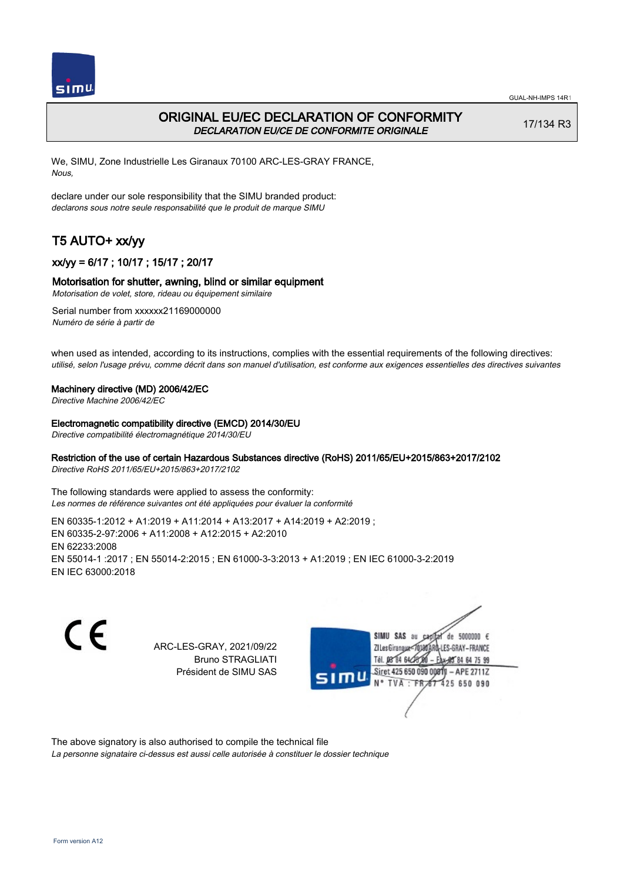# ORIGINAL EU/EC DECLARATION OF CONFORMITY

*DECLARATION EU/CE DE CONFORMITE ORIGINALE*

17/134 R3

We, SIMU, Zone Industrielle Les Giranaux 70100 ARC-LES-GRAY FRANCE,
*Nous,*

declare under our sole responsibility that the SIMU branded product:
*declarons sous notre seule responsabilité que le produit de marque SIMU*

## T5 AUTO+ xx/yy

### xx/yy = 6/17 ; 10/17 ; 15/17 ; 20/17

### Motorisation for shutter, awning, blind or similar equipment

*Motorisation de volet, store, rideau ou équipement similaire*

Serial number from xxxxxx21169000000
*Numéro de série à partir de*

when used as intended, according to its instructions, complies with the essential requirements of the following directives:
*utilisé, selon l'usage prévu, comme décrit dans son manuel d'utilisation, est conforme aux exigences essentielles des directives suivantes*

**Machinery directive (MD) 2006/42/EC**
*Directive Machine 2006/42/EC*

**Electromagnetic compatibility directive (EMCD) 2014/30/EU**
*Directive compatibilité électromagnétique 2014/30/EU*

**Restriction of the use of certain Hazardous Substances directive (RoHS) 2011/65/EU+2015/863+2017/2102**
*Directive RoHS 2011/65/EU+2015/863+2017/2102*

The following standards were applied to assess the conformity:
*Les normes de référence suivantes ont été appliquées pour évaluer la conformité*

EN 60335-1:2012 + A1:2019 + A11:2014 + A13:2017 + A14:2019 + A2:2019 ;
EN 60335-2-97:2006 + A11:2008 + A12:2015 + A2:2010
EN 62233:2008
EN 55014-1 :2017 ; EN 55014-2:2015 ; EN 61000-3-3:2013 + A1:2019 ; EN IEC 61000-3-2:2019
EN IEC 63000:2018

CE

ARC-LES-GRAY, 2021/09/22
Bruno STRAGLIATI
Président de SIMU SAS

SIMU SAS au capital de 5000000 €
ZI Les Giranaux 70100 ARC-LES-GRAY-FRANCE
Tél. 03 84 64 75 00 – Fax 03 84 64 75 99
Siret 425 650 090 00011 – APE 2711Z
N° TVA : FR 87 425 650 090

The above signatory is also authorised to compile the technical file
*La personne signataire ci-dessus est aussi celle autorisée à constituer le dossier technique*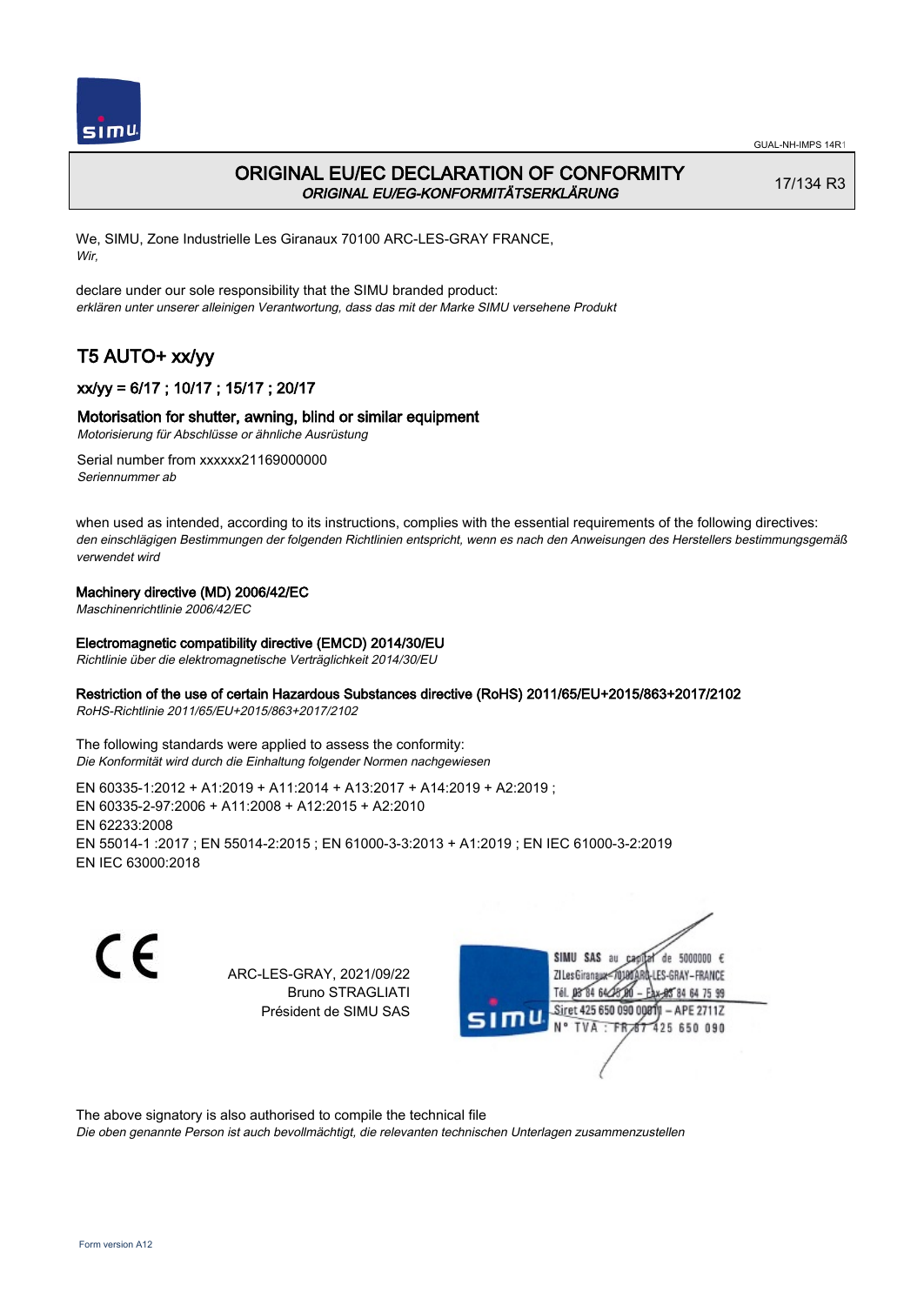# ORIGINAL EU/EC DECLARATION OF CONFORMITY
*ORIGINAL EU/EG-KONFORMITÄTSERKLÄRUNG*

17/134 R3

We, SIMU, Zone Industrielle Les Giranaux 70100 ARC-LES-GRAY FRANCE,
*Wir,*

declare under our sole responsibility that the SIMU branded product:
*erklären unter unserer alleinigen Verantwortung, dass das mit der Marke SIMU versehene Produkt*

## T5 AUTO+ xx/yy

### xx/yy = 6/17 ; 10/17 ; 15/17 ; 20/17

### Motorisation for shutter, awning, blind or similar equipment
*Motorisierung für Abschlüsse or ähnliche Ausrüstung*

Serial number from xxxxxx21169000000
*Seriennummer ab*

when used as intended, according to its instructions, complies with the essential requirements of the following directives:
*den einschlägigen Bestimmungen der folgenden Richtlinien entspricht, wenn es nach den Anweisungen des Herstellers bestimmungsgemäß verwendet wird*

**Machinery directive (MD) 2006/42/EC**
*Maschinenrichtlinie 2006/42/EC*

**Electromagnetic compatibility directive (EMCD) 2014/30/EU**
*Richtlinie über die elektromagnetische Verträglichkeit 2014/30/EU*

**Restriction of the use of certain Hazardous Substances directive (RoHS) 2011/65/EU+2015/863+2017/2102**
*RoHS-Richtlinie 2011/65/EU+2015/863+2017/2102*

The following standards were applied to assess the conformity:
*Die Konformität wird durch die Einhaltung folgender Normen nachgewiesen*

EN 60335-1:2012 + A1:2019 + A11:2014 + A13:2017 + A14:2019 + A2:2019 ;
EN 60335-2-97:2006 + A11:2008 + A12:2015 + A2:2010
EN 62233:2008
EN 55014-1 :2017 ; EN 55014-2:2015 ; EN 61000-3-3:2013 + A1:2019 ; EN IEC 61000-3-2:2019
EN IEC 63000:2018

CE

ARC-LES-GRAY, 2021/09/22
Bruno STRAGLIATI
Président de SIMU SAS

SIMU SAS au capital de 5000000 €
ZI Les Giranaux 70100 ARC-LES-GRAY-FRANCE
Tél. 03 84 64 75 00 – Fax 03 84 64 75 99
Siret 425 650 090 00011 – APE 2711Z
N° TVA : FR 87 425 650 090

The above signatory is also authorised to compile the technical file
*Die oben genannte Person ist auch bevollmächtigt, die relevanten technischen Unterlagen zusammenzustellen*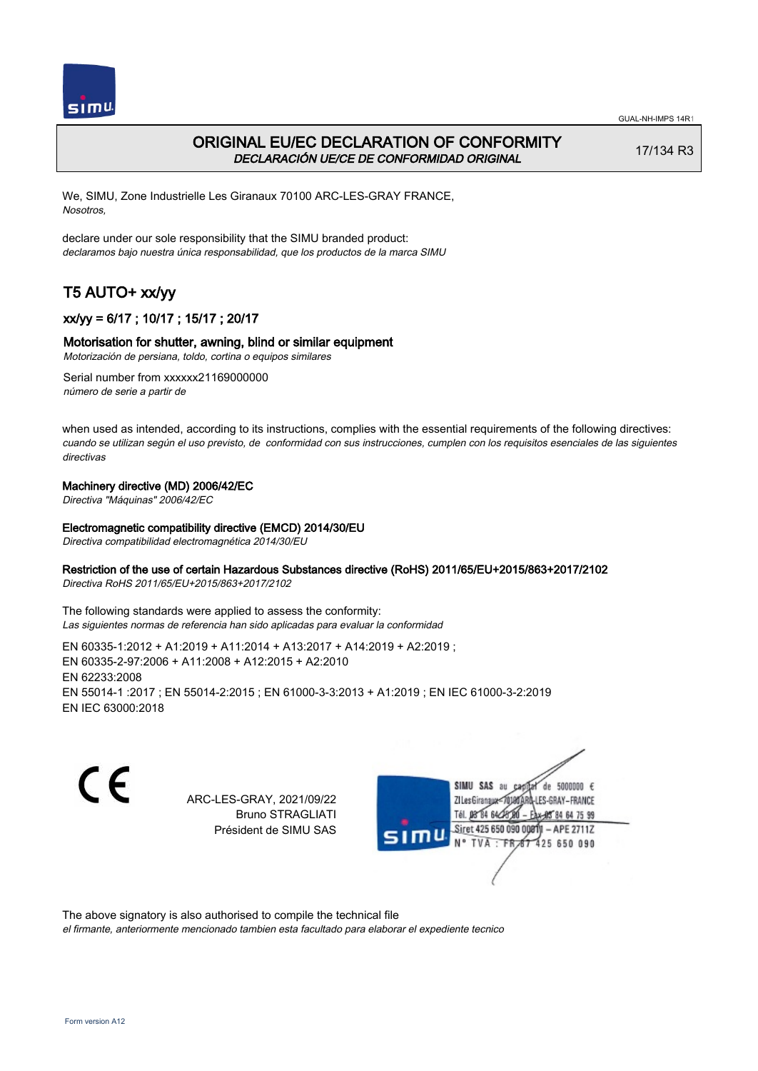# ORIGINAL EU/EC DECLARATION OF CONFORMITY

*DECLARACIÓN UE/CE DE CONFORMIDAD ORIGINAL*

17/134 R3

We, SIMU, Zone Industrielle Les Giranaux 70100 ARC-LES-GRAY FRANCE,
*Nosotros,*

declare under our sole responsibility that the SIMU branded product:
*declaramos bajo nuestra única responsabilidad, que los productos de la marca SIMU*

## T5 AUTO+ xx/yy

### xx/yy = 6/17 ; 10/17 ; 15/17 ; 20/17

### Motorisation for shutter, awning, blind or similar equipment

*Motorización de persiana, toldo, cortina o equipos similares*

Serial number from xxxxxx21169000000
*número de serie a partir de*

when used as intended, according to its instructions, complies with the essential requirements of the following directives:
*cuando se utilizan según el uso previsto, de conformidad con sus instrucciones, cumplen con los requisitos esenciales de las siguientes directivas*

**Machinery directive (MD) 2006/42/EC**
*Directiva "Máquinas" 2006/42/EC*

**Electromagnetic compatibility directive (EMCD) 2014/30/EU**
*Directiva compatibilidad electromagnética 2014/30/EU*

**Restriction of the use of certain Hazardous Substances directive (RoHS) 2011/65/EU+2015/863+2017/2102**
*Directiva RoHS 2011/65/EU+2015/863+2017/2102*

The following standards were applied to assess the conformity:
*Las siguientes normas de referencia han sido aplicadas para evaluar la conformidad*

EN 60335-1:2012 + A1:2019 + A11:2014 + A13:2017 + A14:2019 + A2:2019 ;
EN 60335-2-97:2006 + A11:2008 + A12:2015 + A2:2010
EN 62233:2008
EN 55014-1 :2017 ; EN 55014-2:2015 ; EN 61000-3-3:2013 + A1:2019 ; EN IEC 61000-3-2:2019
EN IEC 63000:2018

ARC-LES-GRAY, 2021/09/22
Bruno STRAGLIATI
Président de SIMU SAS

SIMU SAS au capital de 5000000 €
ZI Les Giranaux 70100 ARC-LES-GRAY–FRANCE
Tél. 03 84 64 75 00 – Fax 03 84 64 75 99
Siret 425 650 090 00011 – APE 2711Z
N° TVA : FR 87 425 650 090

The above signatory is also authorised to compile the technical file
*el firmante, anteriormente mencionado tambien esta facultado para elaborar el expediente tecnico*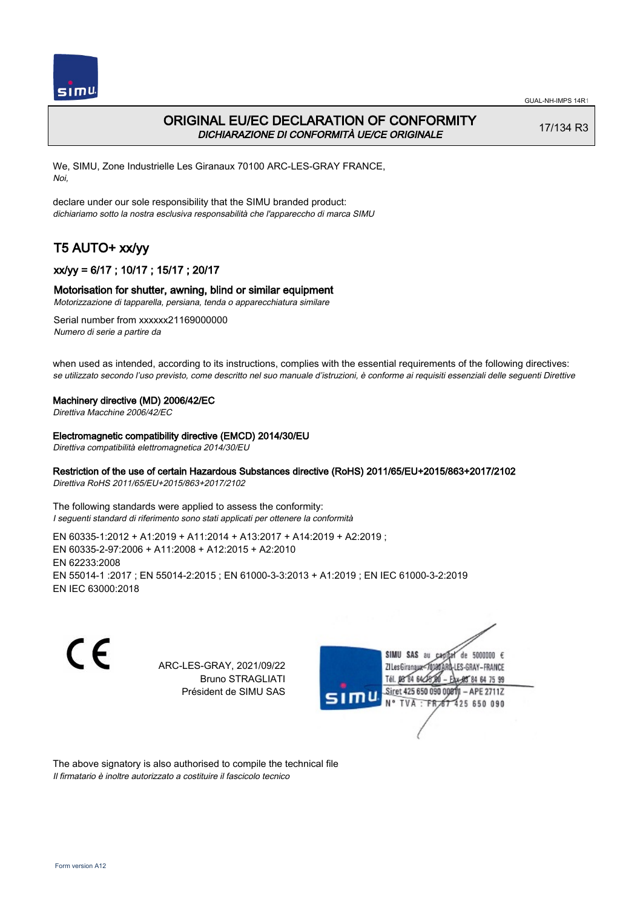# ORIGINAL EU/EC DECLARATION OF CONFORMITY
*DICHIARAZIONE DI CONFORMITÀ UE/CE ORIGINALE*

17/134 R3

We, SIMU, Zone Industrielle Les Giranaux 70100 ARC-LES-GRAY FRANCE,
*Noi,*

declare under our sole responsibility that the SIMU branded product:
*dichiariamo sotto la nostra esclusiva responsabilità che l'apparecchio di marca SIMU*

## T5 AUTO+ xx/yy

### xx/yy = 6/17 ; 10/17 ; 15/17 ; 20/17

Motorisation for shutter, awning, blind or similar equipment
*Motorizzazione di tapparella, persiana, tenda o apparecchiatura similare*

Serial number from xxxxxx21169000000
*Numero di serie a partire da*

when used as intended, according to its instructions, complies with the essential requirements of the following directives:
*se utilizzato secondo l'uso previsto, come descritto nel suo manuale d'istruzioni, è conforme ai requisiti essenziali delle seguenti Direttive*

Machinery directive (MD) 2006/42/EC
*Direttiva Macchine 2006/42/EC*

Electromagnetic compatibility directive (EMCD) 2014/30/EU
*Direttiva compatibilità elettromagnetica 2014/30/EU*

Restriction of the use of certain Hazardous Substances directive (RoHS) 2011/65/EU+2015/863+2017/2102
*Direttiva RoHS 2011/65/EU+2015/863+2017/2102*

The following standards were applied to assess the conformity:
*I seguenti standard di riferimento sono stati applicati per ottenere la conformità*

EN 60335-1:2012 + A1:2019 + A11:2014 + A13:2017 + A14:2019 + A2:2019 ;
EN 60335-2-97:2006 + A11:2008 + A12:2015 + A2:2010
EN 62233:2008
EN 55014-1 :2017 ; EN 55014-2:2015 ; EN 61000-3-3:2013 + A1:2019 ; EN IEC 61000-3-2:2019
EN IEC 63000:2018

ARC-LES-GRAY, 2021/09/22
Bruno STRAGLIATI
Président de SIMU SAS

SIMU SAS au capital de 5000000 €
ZI Les Giranaux 70100 ARC-LES-GRAY-FRANCE
Tél. 03 84 64 75 00 – Fax 03 84 64 75 99
Siret 425 650 090 00011 – APE 2711Z
N° TVA : FR 67 425 650 090

The above signatory is also authorised to compile the technical file
*Il firmatario è inoltre autorizzato a costituire il fascicolo tecnico*

Form version A12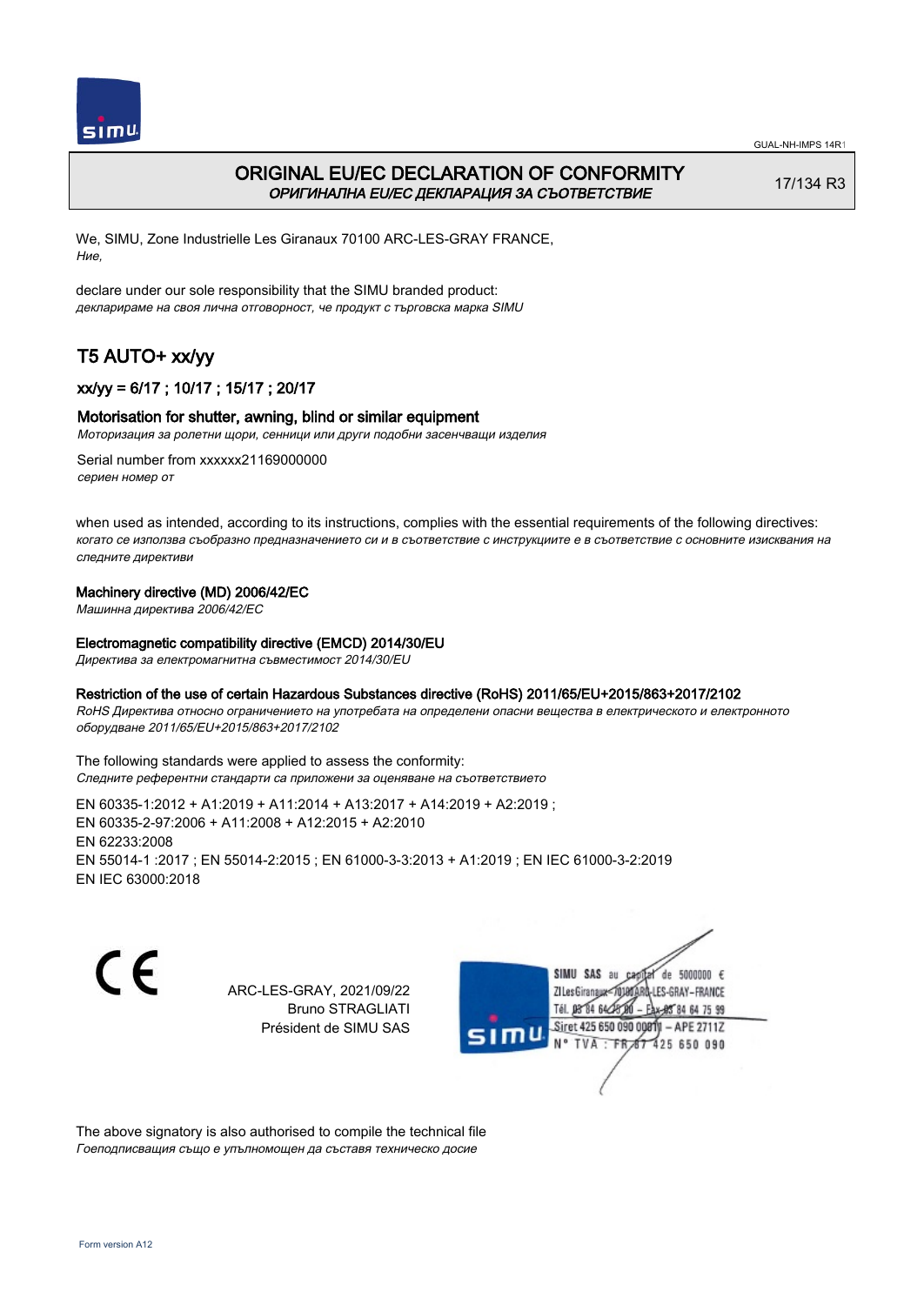# ORIGINAL EU/EC DECLARATION OF CONFORMITY

*ОРИГИНАЛНА EU/EC ДЕКЛАРАЦИЯ ЗА СЪОТВЕТСТВИЕ*

17/134 R3

We, SIMU, Zone Industrielle Les Giranaux 70100 ARC-LES-GRAY FRANCE,
*Ние,*

declare under our sole responsibility that the SIMU branded product:
*декларираме на своя лична отговорност, че продукт с търговска марка SIMU*

## T5 AUTO+ xx/yy

### xx/yy = 6/17 ; 10/17 ; 15/17 ; 20/17

### Motorisation for shutter, awning, blind or similar equipment

*Моторизация за ролетни щори, сенници или други подобни засенчващи изделия*

Serial number from xxxxxx21169000000
*сериен номер от*

when used as intended, according to its instructions, complies with the essential requirements of the following directives:
*когато се използва съобразно предназначението си и в съответствие с инструкциите е в съответствие с основните изисквания на следните директиви*

**Machinery directive (MD) 2006/42/EC**
*Машинна директива 2006/42/EC*

**Electromagnetic compatibility directive (EMCD) 2014/30/EU**
*Директива за електромагнитна съвместимост 2014/30/EU*

**Restriction of the use of certain Hazardous Substances directive (RoHS) 2011/65/EU+2015/863+2017/2102**
*RoHS Директива относно ограничението на употребата на определени опасни вещества в електрическото и електронното оборудване 2011/65/EU+2015/863+2017/2102*

The following standards were applied to assess the conformity:
*Следните референтни стандарти са приложени за оценяване на съответствието*

EN 60335-1:2012 + A1:2019 + A11:2014 + A13:2017 + A14:2019 + A2:2019 ;
EN 60335-2-97:2006 + A11:2008 + A12:2015 + A2:2010
EN 62233:2008
EN 55014-1 :2017 ; EN 55014-2:2015 ; EN 61000-3-3:2013 + A1:2019 ; EN IEC 61000-3-2:2019
EN IEC 63000:2018

ARC-LES-GRAY, 2021/09/22
Bruno STRAGLIATI
Président de SIMU SAS

SIMU SAS au capital de 5000000 €
ZI Les Giranaux 70100 ARC-LES-GRAY-FRANCE
Tél. 03 84 64 78 00 – Fax 03 84 64 75 99
Siret 425 650 090 00018 – APE 2711Z
N° TVA : FR 87 425 650 090

The above signatory is also authorised to compile the technical file
*Гоеподписващия също е упълномощен да съставя техническо досие*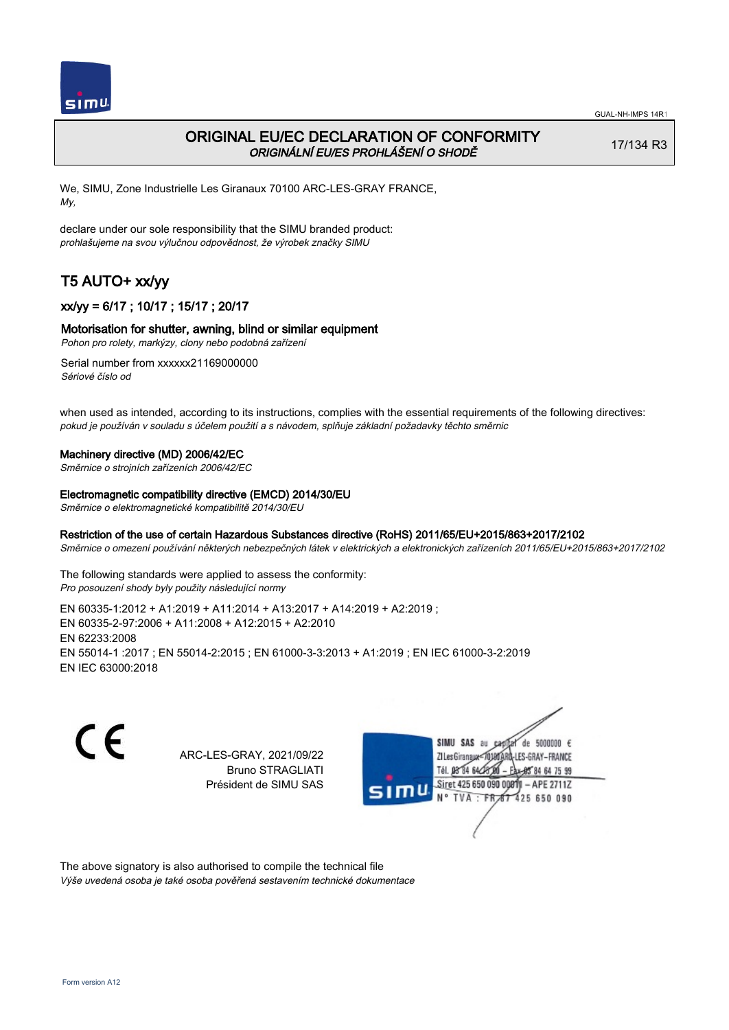GUAL-NH-IMPS 14R1

# ORIGINAL EU/EC DECLARATION OF CONFORMITY
*ORIGINÁLNÍ EU/ES PROHLÁŠENÍ O SHODĚ*

17/134 R3

We, SIMU, Zone Industrielle Les Giranaux 70100 ARC-LES-GRAY FRANCE,
*My,*

declare under our sole responsibility that the SIMU branded product:
*prohlašujeme na svou výlučnou odpovědnost, že výrobek značky SIMU*

## T5 AUTO+ xx/yy

### xx/yy = 6/17 ; 10/17 ; 15/17 ; 20/17

### Motorisation for shutter, awning, blind or similar equipment
*Pohon pro rolety, markýzy, clony nebo podobná zařízení*

Serial number from xxxxxx21169000000
*Sériové číslo od*

when used as intended, according to its instructions, complies with the essential requirements of the following directives:
*pokud je používán v souladu s účelem použití a s návodem, splňuje základní požadavky těchto směrnic*

**Machinery directive (MD) 2006/42/EC**
*Směrnice o strojních zařízeních 2006/42/EC*

**Electromagnetic compatibility directive (EMCD) 2014/30/EU**
*Směrnice o elektromagnetické kompatibilitě 2014/30/EU*

**Restriction of the use of certain Hazardous Substances directive (RoHS) 2011/65/EU+2015/863+2017/2102**
*Směrnice o omezení používání některých nebezpečných látek v elektrických a elektronických zařízeních 2011/65/EU+2015/863+2017/2102*

The following standards were applied to assess the conformity:
*Pro posouzení shody byly použity následující normy*

EN 60335-1:2012 + A1:2019 + A11:2014 + A13:2017 + A14:2019 + A2:2019 ;
EN 60335-2-97:2006 + A11:2008 + A12:2015 + A2:2010
EN 62233:2008
EN 55014-1 :2017 ; EN 55014-2:2015 ; EN 61000-3-3:2013 + A1:2019 ; EN IEC 61000-3-2:2019
EN IEC 63000:2018

CE

ARC-LES-GRAY, 2021/09/22
Bruno STRAGLIATI
Président de SIMU SAS

SIMU SAS au capital de 5000000 €
ZI Les Giranaux 70100 ARC-LES-GRAY-FRANCE
Tél. 03 84 64 75 00 – Fax 03 84 64 75 99
Siret 425 650 090 00011 – APE 2711Z
N° TVA : FR 67 425 650 090

The above signatory is also authorised to compile the technical file
*Výše uvedená osoba je také osoba pověřená sestavením technické dokumentace*

Form version A12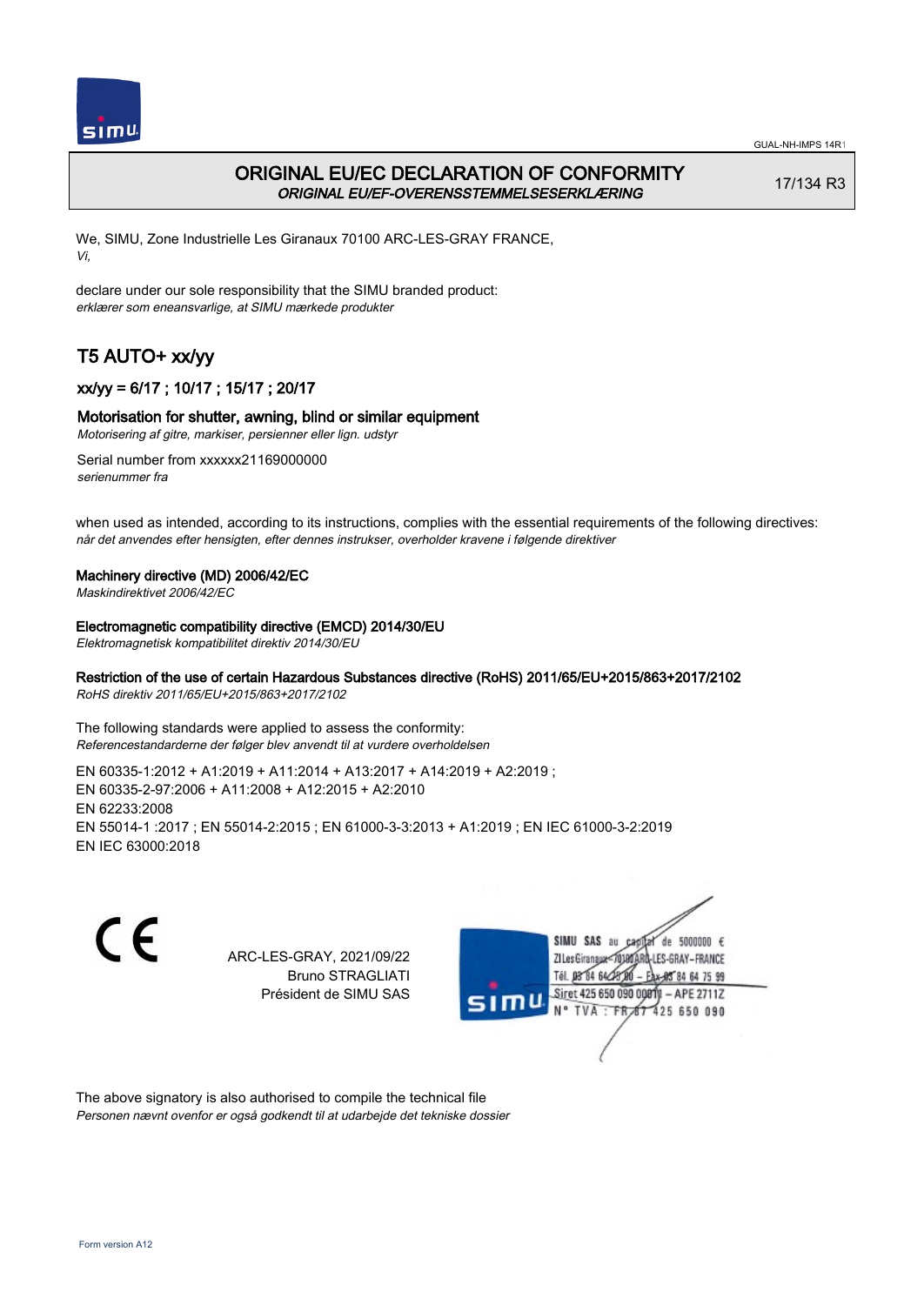# ORIGINAL EU/EC DECLARATION OF CONFORMITY

*ORIGINAL EU/EF-OVERENSSTEMMELSESERKLÆRING*

17/134 R3

We, SIMU, Zone Industrielle Les Giranaux 70100 ARC-LES-GRAY FRANCE,
*Vi,*

declare under our sole responsibility that the SIMU branded product:
*erklærer som eneansvarlige, at SIMU mærkede produkter*

## T5 AUTO+ xx/yy

### xx/yy = 6/17 ; 10/17 ; 15/17 ; 20/17

### Motorisation for shutter, awning, blind or similar equipment

*Motorisering af gitre, markiser, persienner eller lign. udstyr*

Serial number from xxxxxx21169000000
*serienummer fra*

when used as intended, according to its instructions, complies with the essential requirements of the following directives:
*når det anvendes efter hensigten, efter dennes instrukser, overholder kravene i følgende direktiver*

**Machinery directive (MD) 2006/42/EC**
*Maskindirektivet 2006/42/EC*

**Electromagnetic compatibility directive (EMCD) 2014/30/EU**
*Elektromagnetisk kompatibilitet direktiv 2014/30/EU*

**Restriction of the use of certain Hazardous Substances directive (RoHS) 2011/65/EU+2015/863+2017/2102**
*RoHS direktiv 2011/65/EU+2015/863+2017/2102*

The following standards were applied to assess the conformity:
*Referencestandarderne der følger blev anvendt til at vurdere overholdelsen*

EN 60335-1:2012 + A1:2019 + A11:2014 + A13:2017 + A14:2019 + A2:2019 ;
EN 60335-2-97:2006 + A11:2008 + A12:2015 + A2:2010
EN 62233:2008
EN 55014-1 :2017 ; EN 55014-2:2015 ; EN 61000-3-3:2013 + A1:2019 ; EN IEC 61000-3-2:2019
EN IEC 63000:2018

CE

ARC-LES-GRAY, 2021/09/22
Bruno STRAGLIATI
Président de SIMU SAS

SIMU SAS au capital de 5000000 €
ZI Les Giranaux 70100 ARC-LES-GRAY-FRANCE
Tél. 03 84 64 78 00 – Fax 03 84 64 75 99
Siret 425 650 090 00011 – APE 2711Z
N° TVA : FR 87 425 650 090

The above signatory is also authorised to compile the technical file
*Personen nævnt ovenfor er også godkendt til at udarbejde det tekniske dossier*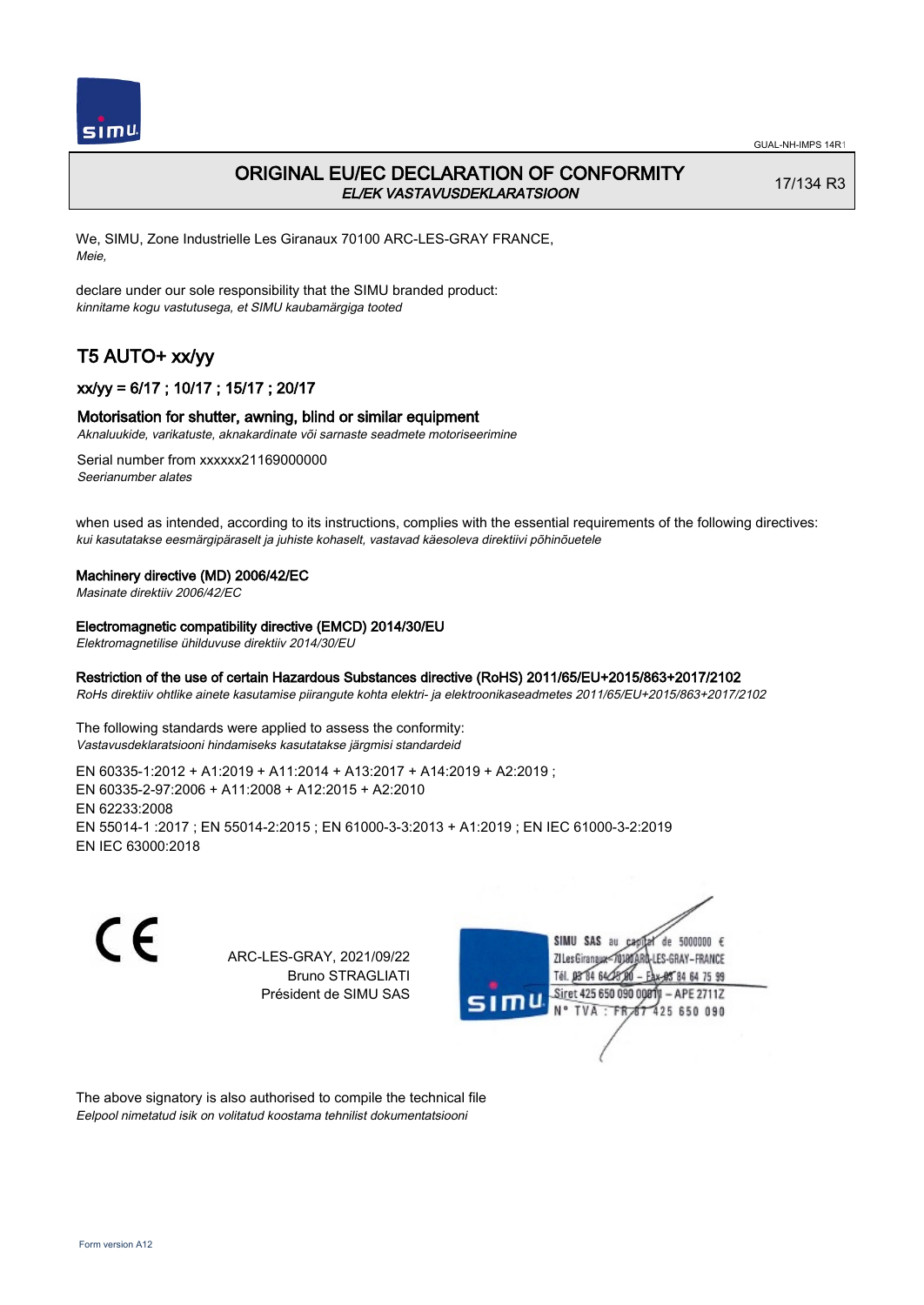# ORIGINAL EU/EC DECLARATION OF CONFORMITY

*EL/EK VASTAVUSDEKLARATSIOON*

17/134 R3

We, SIMU, Zone Industrielle Les Giranaux 70100 ARC-LES-GRAY FRANCE,
*Meie,*

declare under our sole responsibility that the SIMU branded product:
*kinnitame kogu vastutusega, et SIMU kaubamärgiga tooted*

## T5 AUTO+ xx/yy

### xx/yy = 6/17 ; 10/17 ; 15/17 ; 20/17

### Motorisation for shutter, awning, blind or similar equipment

*Aknaluukide, varikatuste, aknakardinate või sarnaste seadmete motoriseerimine*

Serial number from xxxxxx21169000000
*Seerianumber alates*

when used as intended, according to its instructions, complies with the essential requirements of the following directives:
*kui kasutatakse eesmärgipäraselt ja juhiste kohaselt, vastavad käesoleva direktiivi põhinõuetele*

**Machinery directive (MD) 2006/42/EC**
*Masinate direktiiv 2006/42/EC*

**Electromagnetic compatibility directive (EMCD) 2014/30/EU**
*Elektromagnetilise ühilduvuse direktiiv 2014/30/EU*

**Restriction of the use of certain Hazardous Substances directive (RoHS) 2011/65/EU+2015/863+2017/2102**
*RoHs direktiiv ohtlike ainete kasutamise piirangute kohta elektri- ja elektroonikaseadmetes 2011/65/EU+2015/863+2017/2102*

The following standards were applied to assess the conformity:
*Vastavusdeklaratsiooni hindamiseks kasutatakse järgmisi standardeid*

EN 60335-1:2012 + A1:2019 + A11:2014 + A13:2017 + A14:2019 + A2:2019 ;
EN 60335-2-97:2006 + A11:2008 + A12:2015 + A2:2010
EN 62233:2008
EN 55014-1 :2017 ; EN 55014-2:2015 ; EN 61000-3-3:2013 + A1:2019 ; EN IEC 61000-3-2:2019
EN IEC 63000:2018

CE

ARC-LES-GRAY, 2021/09/22
Bruno STRAGLIATI
Président de SIMU SAS

SIMU SAS au capital de 5000000 €
ZI Les Giranaux 70100 ARC-LES-GRAY-FRANCE
Tél. 03 84 64 75 00 – Fax 03 84 64 75 99
Siret 425 650 090 00011 – APE 2711Z
N° TVA : FR 87 425 650 090

The above signatory is also authorised to compile the technical file
*Eelpool nimetatud isik on volitatud koostama tehnilist dokumentatsiooni*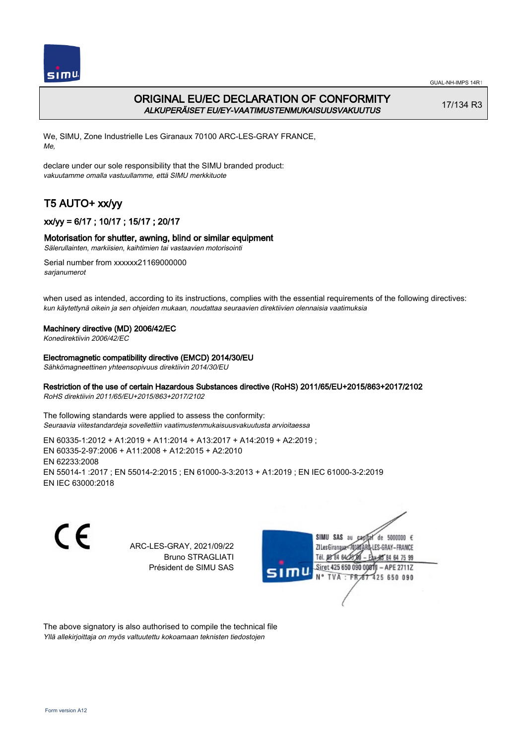# ORIGINAL EU/EC DECLARATION OF CONFORMITY

*ALKUPERÄISET EU/EY-VAATIMUSTENMUKAISUUSVAKUUTUS*

17/134 R3

We, SIMU, Zone Industrielle Les Giranaux 70100 ARC-LES-GRAY FRANCE,
*Me,*

declare under our sole responsibility that the SIMU branded product:
*vakuutamme omalla vastuullamme, että SIMU merkkituote*

## T5 AUTO+ xx/yy

### xx/yy = 6/17 ; 10/17 ; 15/17 ; 20/17

### Motorisation for shutter, awning, blind or similar equipment

*Sälerullainten, markiisien, kaihtimien tai vastaavien motorisointi*

Serial number from xxxxxx21169000000
*sarjanumerot*

when used as intended, according to its instructions, complies with the essential requirements of the following directives:
*kun käytettynä oikein ja sen ohjeiden mukaan, noudattaa seuraavien direktiivien olennaisia vaatimuksia*

**Machinery directive (MD) 2006/42/EC**
*Konedirektiivin 2006/42/EC*

**Electromagnetic compatibility directive (EMCD) 2014/30/EU**
*Sähkömagneettinen yhteensopivuus direktiivin 2014/30/EU*

**Restriction of the use of certain Hazardous Substances directive (RoHS) 2011/65/EU+2015/863+2017/2102**
*RoHS direktiivin 2011/65/EU+2015/863+2017/2102*

The following standards were applied to assess the conformity:
*Seuraavia viitestandardeja sovellettiin vaatimustenmukaisuusvakuutusta arvioitaessa*

EN 60335-1:2012 + A1:2019 + A11:2014 + A13:2017 + A14:2019 + A2:2019 ;
EN 60335-2-97:2006 + A11:2008 + A12:2015 + A2:2010
EN 62233:2008
EN 55014-1 :2017 ; EN 55014-2:2015 ; EN 61000-3-3:2013 + A1:2019 ; EN IEC 61000-3-2:2019
EN IEC 63000:2018

ARC-LES-GRAY, 2021/09/22
Bruno STRAGLIATI
Président de SIMU SAS

SIMU SAS au capital de 5000000 €
ZI Les Giranaux 70100 ARC-LES-GRAY-FRANCE
Tél. 03 84 64 75 00 – Fax 03 84 64 75 99
Siret 425 650 090 00011 – APE 2711Z
N° TVA : FR 87 425 650 090

The above signatory is also authorised to compile the technical file
*Yllä allekirjoittaja on myös valtuutettu kokoamaan teknisten tiedostojen*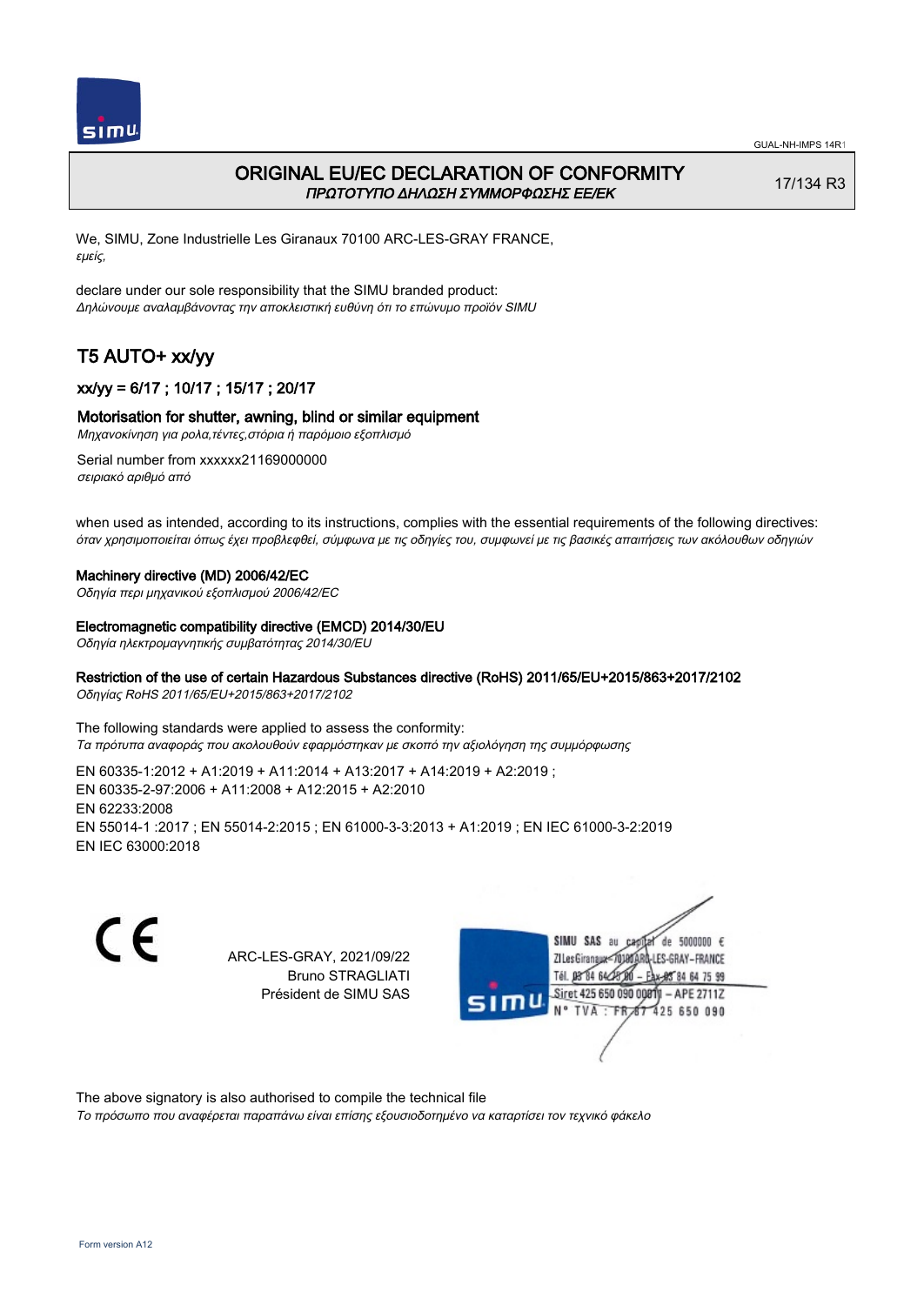# ORIGINAL EU/EC DECLARATION OF CONFORMITY

*ΠΡΩΤΟΤΥΠΟ ΔΗΛΩΣΗ ΣΥΜΜΟΡΦΩΣΗΣ ΕΕ/ΕΚ*

17/134 R3

We, SIMU, Zone Industrielle Les Giranaux 70100 ARC-LES-GRAY FRANCE,
*εμείς,*

declare under our sole responsibility that the SIMU branded product:
*Δηλώνουμε αναλαμβάνοντας την αποκλειστική ευθύνη ότι το επώνυμο προϊόν SIMU*

## T5 AUTO+ xx/yy

### xx/yy = 6/17 ; 10/17 ; 15/17 ; 20/17

### Motorisation for shutter, awning, blind or similar equipment

*Μηχανοκίνηση για ρολα,τέντες,στόρια ή παρόμοιο εξοπλισμό*

Serial number from xxxxxx21169000000
*σειριακό αριθμό από*

when used as intended, according to its instructions, complies with the essential requirements of the following directives:
*όταν χρησιμοποιείται όπως έχει προβλεφθεί, σύμφωνα με τις οδηγίες του, συμφωνεί με τις βασικές απαιτήσεις των ακόλουθων οδηγιών*

**Machinery directive (MD) 2006/42/EC**
*Οδηγία περι μηχανικού εξοπλισμού 2006/42/EC*

**Electromagnetic compatibility directive (EMCD) 2014/30/EU**
*Οδηγία ηλεκτρομαγνητικής συμβατότητας 2014/30/EU*

**Restriction of the use of certain Hazardous Substances directive (RoHS) 2011/65/EU+2015/863+2017/2102**
*Οδηγίας RoHS 2011/65/EU+2015/863+2017/2102*

The following standards were applied to assess the conformity:
*Τα πρότυπα αναφοράς που ακολουθούν εφαρμόστηκαν με σκοπό την αξιολόγηση της συμμόρφωσης*

EN 60335-1:2012 + A1:2019 + A11:2014 + A13:2017 + A14:2019 + A2:2019 ;
EN 60335-2-97:2006 + A11:2008 + A12:2015 + A2:2010
EN 62233:2008
EN 55014-1 :2017 ; EN 55014-2:2015 ; EN 61000-3-3:2013 + A1:2019 ; EN IEC 61000-3-2:2019
EN IEC 63000:2018

CE

ARC-LES-GRAY, 2021/09/22
Bruno STRAGLIATI
Président de SIMU SAS

SIMU SAS au capital de 5000000 €
ZI Les Giranaux 70100 ARC-LES-GRAY-FRANCE
Tél. 03 84 64 75 00 – Fax 03 84 64 75 99
Siret 425 650 090 00011 – APE 2711Z
N° TVA : FR 87 425 650 090

The above signatory is also authorised to compile the technical file
*Το πρόσωπο που αναφέρεται παραπάνω είναι επίσης εξουσιοδοτημένο να καταρτίσει τον τεχνικό φάκελο*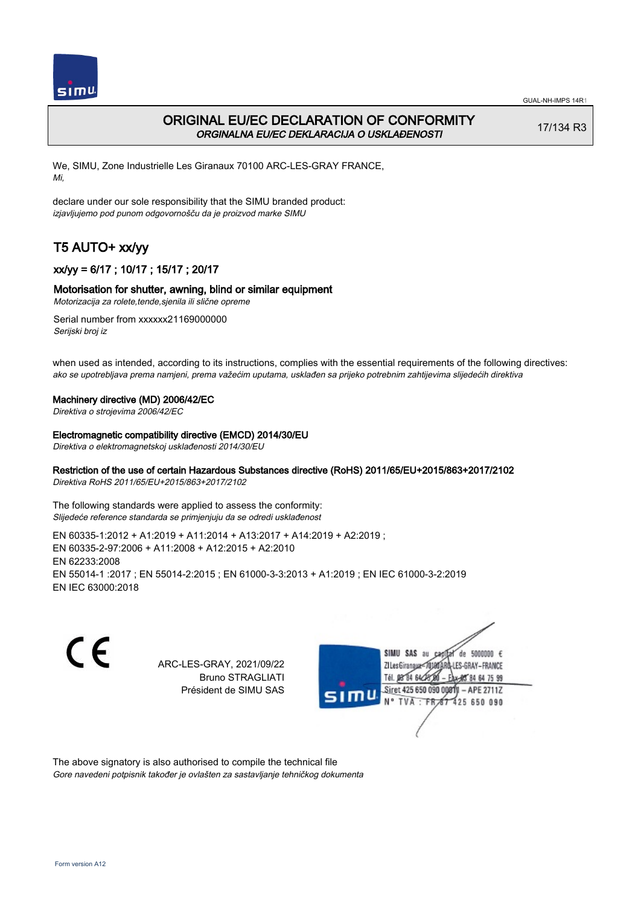# ORIGINAL EU/EC DECLARATION OF CONFORMITY

*ORGINALNA EU/EC DEKLARACIJA O USKLAĐENOSTI*

17/134 R3

We, SIMU, Zone Industrielle Les Giranaux 70100 ARC-LES-GRAY FRANCE,
*Mi,*

declare under our sole responsibility that the SIMU branded product:
*izjavljujemo pod punom odgovornošču da je proizvod marke SIMU*

## T5 AUTO+ xx/yy

### xx/yy = 6/17 ; 10/17 ; 15/17 ; 20/17

### Motorisation for shutter, awning, blind or similar equipment

*Motorizacija za rolete,tende,sjenila ili slične opreme*

Serial number from xxxxxx21169000000
*Serijski broj iz*

when used as intended, according to its instructions, complies with the essential requirements of the following directives:
*ako se upotrebljava prema namjeni, prema važećim uputama, usklađen sa prijeko potrebnim zahtijevima slijedećih direktiva*

#### Machinery directive (MD) 2006/42/EC

*Direktiva o strojevima 2006/42/EC*

#### Electromagnetic compatibility directive (EMCD) 2014/30/EU

*Direktiva o elektromagnetskoj usklađenosti 2014/30/EU*

#### Restriction of the use of certain Hazardous Substances directive (RoHS) 2011/65/EU+2015/863+2017/2102

*Direktiva RoHS 2011/65/EU+2015/863+2017/2102*

The following standards were applied to assess the conformity:
*Slijedeće reference standarda se primjenjuju da se odredi usklađenost*

EN 60335-1:2012 + A1:2019 + A11:2014 + A13:2017 + A14:2019 + A2:2019 ;
EN 60335-2-97:2006 + A11:2008 + A12:2015 + A2:2010
EN 62233:2008
EN 55014-1 :2017 ; EN 55014-2:2015 ; EN 61000-3-3:2013 + A1:2019 ; EN IEC 61000-3-2:2019
EN IEC 63000:2018

CE

ARC-LES-GRAY, 2021/09/22
Bruno STRAGLIATI
Président de SIMU SAS

SIMU SAS au capital de 5000000 €
ZI Les Giranaux 70100 ARC-LES-GRAY-FRANCE
Tél. 03 84 64 75 00 – Fax 03 84 64 75 99
Siret 425 650 090 00011 – APE 2711Z
N° TVA : FR 67 425 650 090

The above signatory is also authorised to compile the technical file
*Gore navedeni potpisnik također je ovlašten za sastavljanje tehničkog dokumenta*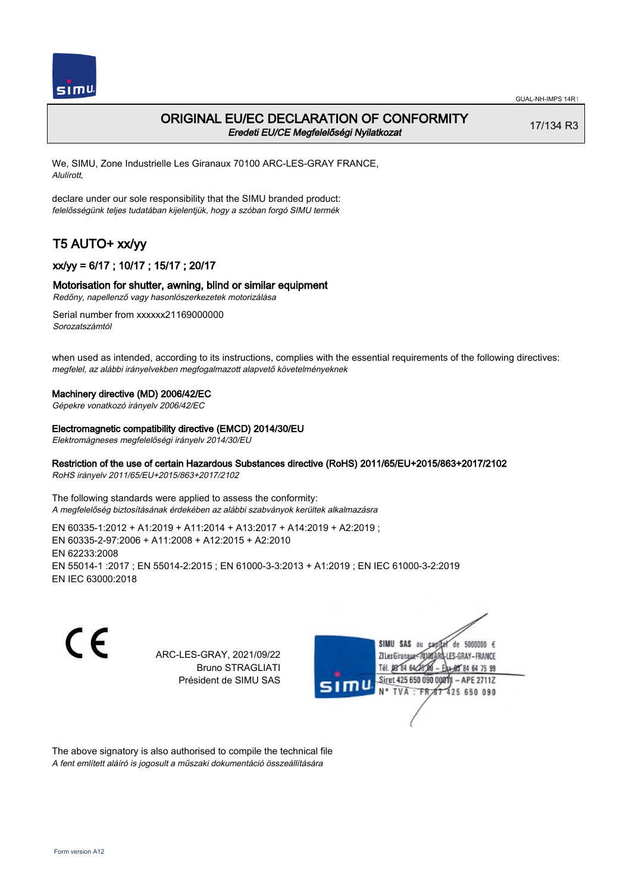# ORIGINAL EU/EC DECLARATION OF CONFORMITY

*Eredeti EU/CE Megfelelőségi Nyilatkozat*

17/134 R3

We, SIMU, Zone Industrielle Les Giranaux 70100 ARC-LES-GRAY FRANCE,
*Alulírott,*

declare under our sole responsibility that the SIMU branded product:
*felelősségünk teljes tudatában kijelentjük, hogy a szóban forgó SIMU termék*

## T5 AUTO+ xx/yy

### xx/yy = 6/17 ; 10/17 ; 15/17 ; 20/17

### Motorisation for shutter, awning, blind or similar equipment

*Redőny, napellenző vagy hasonlószerkezetek motorizálása*

Serial number from xxxxxx21169000000
*Sorozatszámtól*

when used as intended, according to its instructions, complies with the essential requirements of the following directives:
*megfelel, az alábbi irányelvekben megfogalmazott alapvető követelményeknek*

**Machinery directive (MD) 2006/42/EC**
*Gépekre vonatkozó irányelv 2006/42/EC*

**Electromagnetic compatibility directive (EMCD) 2014/30/EU**
*Elektromágneses megfelelőségi irányelv 2014/30/EU*

**Restriction of the use of certain Hazardous Substances directive (RoHS) 2011/65/EU+2015/863+2017/2102**
*RoHS irányelv 2011/65/EU+2015/863+2017/2102*

The following standards were applied to assess the conformity:
*A megfelelőség biztosításának érdekében az alábbi szabványok kerültek alkalmazásra*

EN 60335-1:2012 + A1:2019 + A11:2014 + A13:2017 + A14:2019 + A2:2019 ;
EN 60335-2-97:2006 + A11:2008 + A12:2015 + A2:2010
EN 62233:2008
EN 55014-1 :2017 ; EN 55014-2:2015 ; EN 61000-3-3:2013 + A1:2019 ; EN IEC 61000-3-2:2019
EN IEC 63000:2018

ARC-LES-GRAY, 2021/09/22
Bruno STRAGLIATI
Président de SIMU SAS

SIMU SAS au capital de 5000000 €
ZI Les Giranaux 70100 ARC-LES-GRAY-FRANCE
Tél. 03 84 64 75 00 – Fax 03 84 64 75 99
Siret 425 650 090 00011 – APE 2711Z
N° TVA : FR 67 425 650 090

The above signatory is also authorised to compile the technical file
*A fent említett aláíró is jogosult a műszaki dokumentáció összeállítására*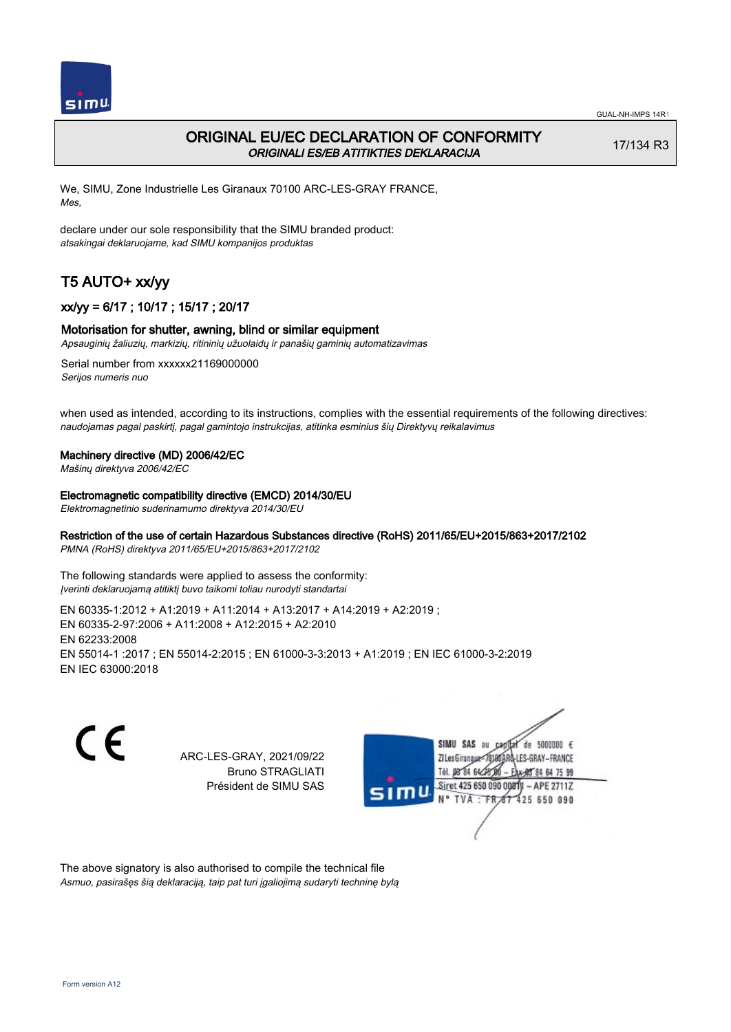# ORIGINAL EU/EC DECLARATION OF CONFORMITY

*ORIGINALI ES/EB ATITIKTIES DEKLARACIJA*

17/134 R3

We, SIMU, Zone Industrielle Les Giranaux 70100 ARC-LES-GRAY FRANCE,
*Mes,*

declare under our sole responsibility that the SIMU branded product:
*atsakingai deklaruojame, kad SIMU kompanijos produktas*

## T5 AUTO+ xx/yy

### xx/yy = 6/17 ; 10/17 ; 15/17 ; 20/17

### Motorisation for shutter, awning, blind or similar equipment

*Apsauginių žaliuzių, markizių, ritininių užuolaidų ir panašių gaminių automatizavimas*

Serial number from xxxxxx21169000000
*Serijos numeris nuo*

when used as intended, according to its instructions, complies with the essential requirements of the following directives:
*naudojamas pagal paskirtį, pagal gamintojo instrukcijas, atitinka esminius šių Direktyvų reikalavimus*

**Machinery directive (MD) 2006/42/EC**
*Mašinų direktyva 2006/42/EC*

**Electromagnetic compatibility directive (EMCD) 2014/30/EU**
*Elektromagnetinio suderinamumo direktyva 2014/30/EU*

**Restriction of the use of certain Hazardous Substances directive (RoHS) 2011/65/EU+2015/863+2017/2102**
*PMNA (RoHS) direktyva 2011/65/EU+2015/863+2017/2102*

The following standards were applied to assess the conformity:
*Įverinti deklaruojamą atitiktį buvo taikomi toliau nurodyti standartai*

EN 60335-1:2012 + A1:2019 + A11:2014 + A13:2017 + A14:2019 + A2:2019 ;
EN 60335-2-97:2006 + A11:2008 + A12:2015 + A2:2010
EN 62233:2008
EN 55014-1 :2017 ; EN 55014-2:2015 ; EN 61000-3-3:2013 + A1:2019 ; EN IEC 61000-3-2:2019
EN IEC 63000:2018

CE

ARC-LES-GRAY, 2021/09/22
Bruno STRAGLIATI
Président de SIMU SAS

SIMU SAS au capital de 5000000 €
ZI Les Giranaux 70100 ARC-LES-GRAY-FRANCE
Tél. 03 84 64 75 00 – Fax 03 84 64 75 99
Siret 425 650 090 00011 – APE 2711Z
N° TVA : FR 67 425 650 090

The above signatory is also authorised to compile the technical file
*Asmuo, pasirašęs šią deklaraciją, taip pat turi įgaliojimą sudaryti techninę bylą*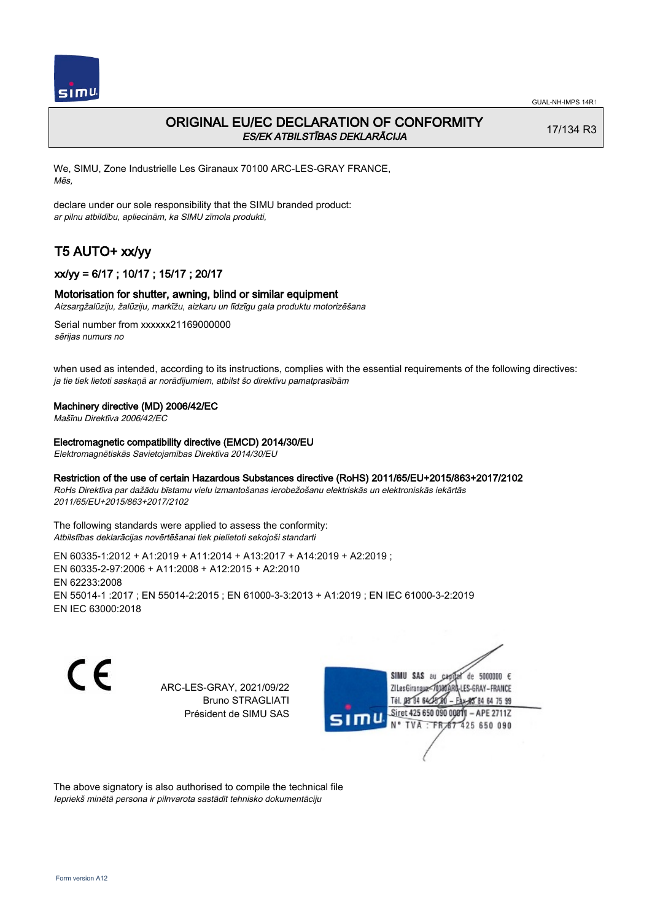# ORIGINAL EU/EC DECLARATION OF CONFORMITY

*ES/EK ATBILSTĪBAS DEKLARĀCIJA*

17/134 R3

We, SIMU, Zone Industrielle Les Giranaux 70100 ARC-LES-GRAY FRANCE,
*Mēs,*

declare under our sole responsibility that the SIMU branded product:
*ar pilnu atbildību, apliecinām, ka SIMU zīmola produkti,*

## T5 AUTO+ xx/yy

### xx/yy = 6/17 ; 10/17 ; 15/17 ; 20/17

**Motorisation for shutter, awning, blind or similar equipment**
*Aizsargžalūziju, žalūziju, markīžu, aizkaru un līdzīgu gala produktu motorizēšana*

Serial number from xxxxxx21169000000
*sērijas numurs no*

when used as intended, according to its instructions, complies with the essential requirements of the following directives:
*ja tie tiek lietoti saskaņā ar norādījumiem, atbilst šo direktīvu pamatprasībām*

**Machinery directive (MD) 2006/42/EC**
*Mašīnu Direktīva 2006/42/EC*

**Electromagnetic compatibility directive (EMCD) 2014/30/EU**
*Elektromagnētiskās Savietojamības Direktīva 2014/30/EU*

**Restriction of the use of certain Hazardous Substances directive (RoHS) 2011/65/EU+2015/863+2017/2102**
*RoHs Direktīva par dažādu bīstamu vielu izmantošanas ierobežošanu elektriskās un elektroniskās iekārtās 2011/65/EU+2015/863+2017/2102*

The following standards were applied to assess the conformity:
*Atbilstības deklarācijas novērtēšanai tiek pielietoti sekojoši standarti*

EN 60335-1:2012 + A1:2019 + A11:2014 + A13:2017 + A14:2019 + A2:2019 ;
EN 60335-2-97:2006 + A11:2008 + A12:2015 + A2:2010
EN 62233:2008
EN 55014-1 :2017 ; EN 55014-2:2015 ; EN 61000-3-3:2013 + A1:2019 ; EN IEC 61000-3-2:2019
EN IEC 63000:2018

ARC-LES-GRAY, 2021/09/22
Bruno STRAGLIATI
Président de SIMU SAS

SIMU SAS au capital de 5000000 €
ZI Les Giranaux 70100 ARC-LES-GRAY-FRANCE
Tél. 03 84 64 75 00 – Fax 03 84 64 75 99
Siret 425 650 090 00011 – APE 2711Z
N° TVA : FR 67 425 650 090

The above signatory is also authorised to compile the technical file
*Iepriekš minētā persona ir pilnvarota sastādīt tehnisko dokumentāciju*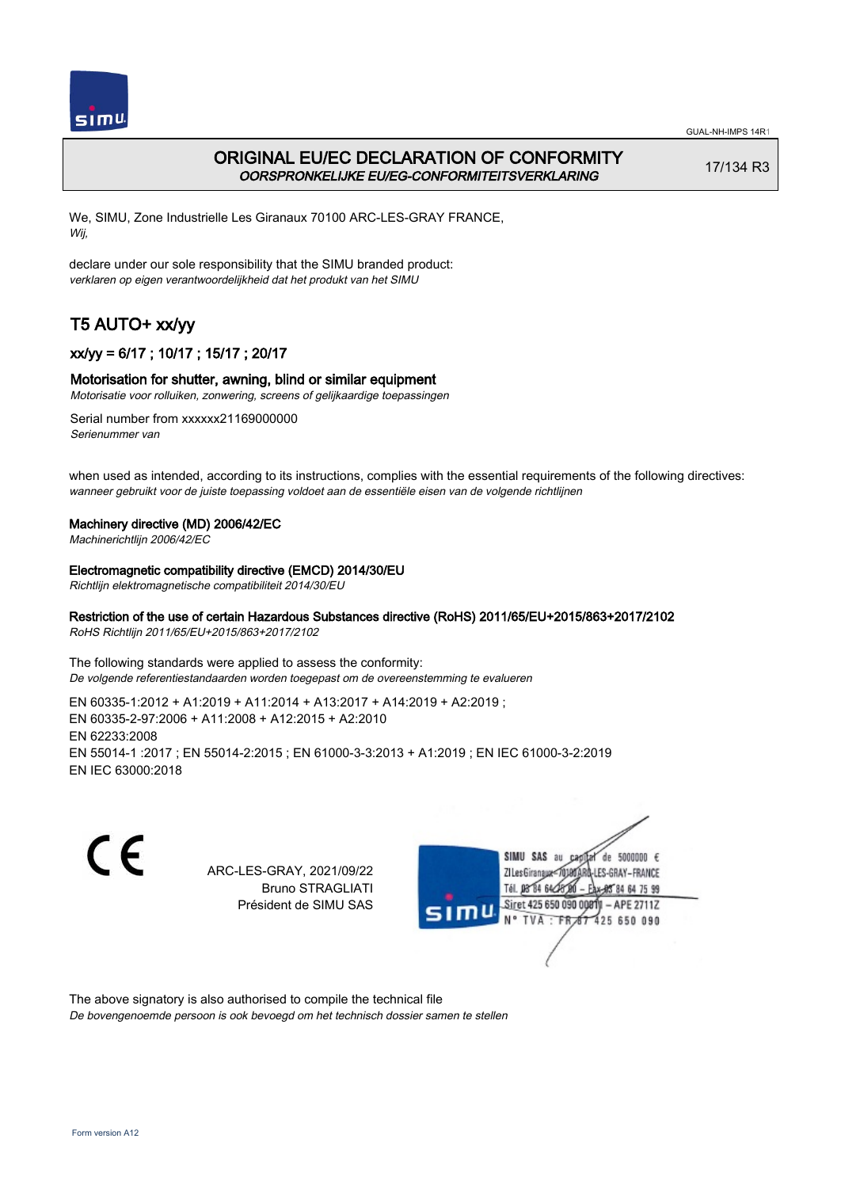# ORIGINAL EU/EC DECLARATION OF CONFORMITY
*OORSPRONKELIJKE EU/EG-CONFORMITEITSVERKLARING*

17/134 R3

We, SIMU, Zone Industrielle Les Giranaux 70100 ARC-LES-GRAY FRANCE,
*Wij,*

declare under our sole responsibility that the SIMU branded product:
*verklaren op eigen verantwoordelijkheid dat het produkt van het SIMU*

## T5 AUTO+ xx/yy

### xx/yy = 6/17 ; 10/17 ; 15/17 ; 20/17

### Motorisation for shutter, awning, blind or similar equipment
*Motorisatie voor rolluiken, zonwering, screens of gelijkaardige toepassingen*

Serial number from xxxxxx21169000000
*Serienummer van*

when used as intended, according to its instructions, complies with the essential requirements of the following directives:
*wanneer gebruikt voor de juiste toepassing voldoet aan de essentiële eisen van de volgende richtlijnen*

**Machinery directive (MD) 2006/42/EC**
*Machinerichtlijn 2006/42/EC*

**Electromagnetic compatibility directive (EMCD) 2014/30/EU**
*Richtlijn elektromagnetische compatibiliteit 2014/30/EU*

**Restriction of the use of certain Hazardous Substances directive (RoHS) 2011/65/EU+2015/863+2017/2102**
*RoHS Richtlijn 2011/65/EU+2015/863+2017/2102*

The following standards were applied to assess the conformity:
*De volgende referentiestandaarden worden toegepast om de overeenstemming te evalueren*

EN 60335-1:2012 + A1:2019 + A11:2014 + A13:2017 + A14:2019 + A2:2019 ;
EN 60335-2-97:2006 + A11:2008 + A12:2015 + A2:2010
EN 62233:2008
EN 55014-1 :2017 ; EN 55014-2:2015 ; EN 61000-3-3:2013 + A1:2019 ; EN IEC 61000-3-2:2019
EN IEC 63000:2018

ARC-LES-GRAY, 2021/09/22
Bruno STRAGLIATI
Président de SIMU SAS

SIMU SAS au capital de 5000000 €
ZI Les Giranaux 70100 ARC-LES-GRAY-FRANCE
Tél. 03 84 64 75 00 – Fax 03 84 64 75 99
Siret 425 650 090 00011 – APE 2711Z
N° TVA : FR 67 425 650 090

The above signatory is also authorised to compile the technical file
*De bovengenoemde persoon is ook bevoegd om het technisch dossier samen te stellen*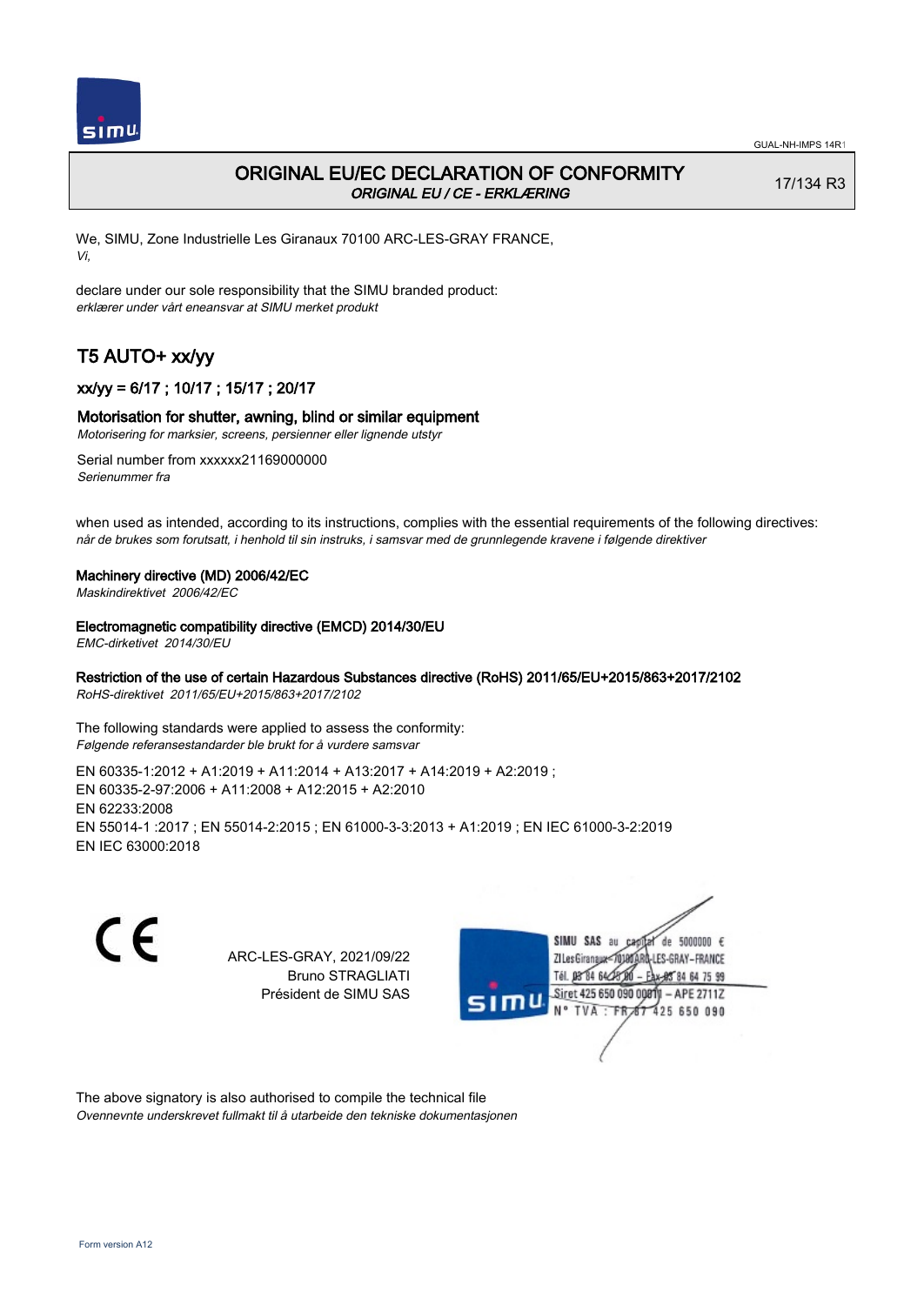# ORIGINAL EU/EC DECLARATION OF CONFORMITY

*ORIGINAL EU / CE - ERKLÆRING*

17/134 R3

We, SIMU, Zone Industrielle Les Giranaux 70100 ARC-LES-GRAY FRANCE,
*Vi,*

declare under our sole responsibility that the SIMU branded product:
*erklærer under vårt eneansvar at SIMU merket produkt*

## T5 AUTO+ xx/yy

### xx/yy = 6/17 ; 10/17 ; 15/17 ; 20/17

### Motorisation for shutter, awning, blind or similar equipment

*Motorisering for marksier, screens, persienner eller lignende utstyr*

Serial number from xxxxxx21169000000
*Serienummer fra*

when used as intended, according to its instructions, complies with the essential requirements of the following directives:
*når de brukes som forutsatt, i henhold til sin instruks, i samsvar med de grunnlegende kravene i følgende direktiver*

**Machinery directive (MD) 2006/42/EC**
*Maskindirektivet 2006/42/EC*

**Electromagnetic compatibility directive (EMCD) 2014/30/EU**
*EMC-dirketivet 2014/30/EU*

**Restriction of the use of certain Hazardous Substances directive (RoHS) 2011/65/EU+2015/863+2017/2102**
*RoHS-direktivet 2011/65/EU+2015/863+2017/2102*

The following standards were applied to assess the conformity:
*Følgende referansestandarder ble brukt for å vurdere samsvar*

EN 60335-1:2012 + A1:2019 + A11:2014 + A13:2017 + A14:2019 + A2:2019 ;
EN 60335-2-97:2006 + A11:2008 + A12:2015 + A2:2010
EN 62233:2008
EN 55014-1 :2017 ; EN 55014-2:2015 ; EN 61000-3-3:2013 + A1:2019 ; EN IEC 61000-3-2:2019
EN IEC 63000:2018

CE

ARC-LES-GRAY, 2021/09/22
Bruno STRAGLIATI
Président de SIMU SAS

SIMU SAS au capital de 5000000 €
ZI Les Giranaux 70100 ARC-LES-GRAY-FRANCE
Tél. 03 84 64 75 00 – Fax 03 84 64 75 99
Siret 425 650 090 00011 – APE 2711Z
N° TVA : FR 87 425 650 090

The above signatory is also authorised to compile the technical file
*Ovennevnte underskrevet fullmakt til å utarbeide den tekniske dokumentasjonen*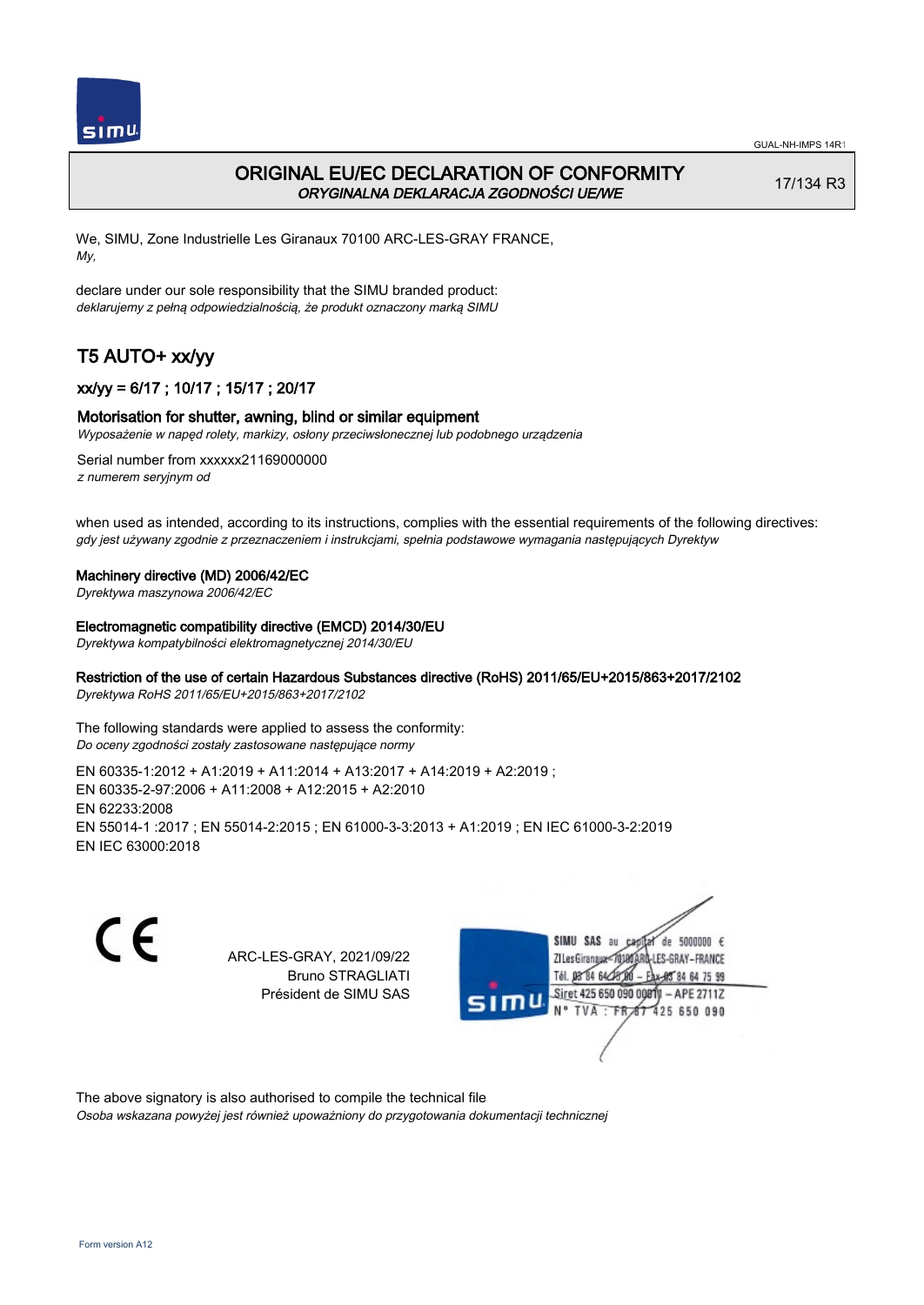# ORIGINAL EU/EC DECLARATION OF CONFORMITY
*ORYGINALNA DEKLARACJA ZGODNOŚCI UE/WE*

17/134 R3

We, SIMU, Zone Industrielle Les Giranaux 70100 ARC-LES-GRAY FRANCE,
*My,*

declare under our sole responsibility that the SIMU branded product:
*deklarujemy z pełną odpowiedzialnością, że produkt oznaczony marką SIMU*

## T5 AUTO+ xx/yy

### xx/yy = 6/17 ; 10/17 ; 15/17 ; 20/17

### Motorisation for shutter, awning, blind or similar equipment
*Wyposażenie w napęd rolety, markizy, osłony przeciwsłonecznej lub podobnego urządzenia*

Serial number from xxxxxx21169000000
*z numerem seryjnym od*

when used as intended, according to its instructions, complies with the essential requirements of the following directives:
*gdy jest używany zgodnie z przeznaczeniem i instrukcjami, spełnia podstawowe wymagania następujących Dyrektyw*

**Machinery directive (MD) 2006/42/EC**
*Dyrektywa maszynowa 2006/42/EC*

**Electromagnetic compatibility directive (EMCD) 2014/30/EU**
*Dyrektywa kompatybilności elektromagnetycznej 2014/30/EU*

**Restriction of the use of certain Hazardous Substances directive (RoHS) 2011/65/EU+2015/863+2017/2102**
*Dyrektywa RoHS 2011/65/EU+2015/863+2017/2102*

The following standards were applied to assess the conformity:
*Do oceny zgodności zostały zastosowane następujące normy*

EN 60335-1:2012 + A1:2019 + A11:2014 + A13:2017 + A14:2019 + A2:2019 ;
EN 60335-2-97:2006 + A11:2008 + A12:2015 + A2:2010
EN 62233:2008
EN 55014-1 :2017 ; EN 55014-2:2015 ; EN 61000-3-3:2013 + A1:2019 ; EN IEC 61000-3-2:2019
EN IEC 63000:2018

CE

ARC-LES-GRAY, 2021/09/22
Bruno STRAGLIATI
Président de SIMU SAS

SIMU SAS au capital de 5000000 €
ZI Les Giranaux 70100 ARC-LES-GRAY-FRANCE
Tél. 03 84 64 75 00 – Fax 03 84 64 75 99
Siret 425 650 090 00011 – APE 2711Z
N° TVA : FR 87 425 650 090

The above signatory is also authorised to compile the technical file
*Osoba wskazana powyżej jest również upoważniony do przygotowania dokumentacji technicznej*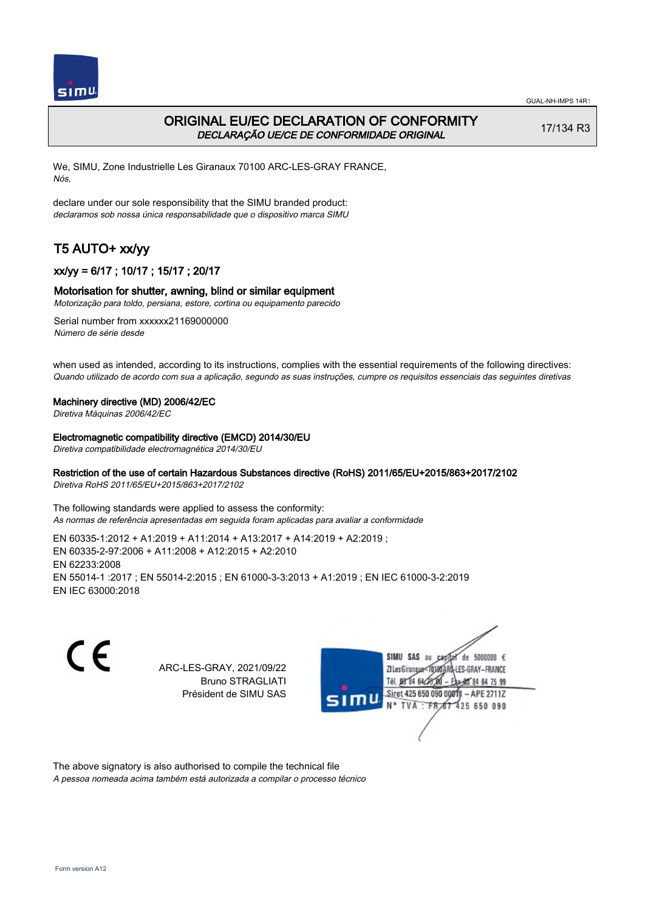# ORIGINAL EU/EC DECLARATION OF CONFORMITY

*DECLARAÇÃO UE/CE DE CONFORMIDADE ORIGINAL*

17/134 R3

We, SIMU, Zone Industrielle Les Giranaux 70100 ARC-LES-GRAY FRANCE,
*Nós,*

declare under our sole responsibility that the SIMU branded product:
*declaramos sob nossa única responsabilidade que o dispositivo marca SIMU*

## T5 AUTO+ xx/yy

### xx/yy = 6/17 ; 10/17 ; 15/17 ; 20/17

### Motorisation for shutter, awning, blind or similar equipment

*Motorização para toldo, persiana, estore, cortina ou equipamento parecido*

Serial number from xxxxxx21169000000
*Número de série desde*

when used as intended, according to its instructions, complies with the essential requirements of the following directives:
*Quando utilizado de acordo com sua a aplicação, segundo as suas instruções, cumpre os requisitos essenciais das seguintes diretivas*

**Machinery directive (MD) 2006/42/EC**
*Diretiva Máquinas 2006/42/EC*

**Electromagnetic compatibility directive (EMCD) 2014/30/EU**
*Diretiva compatibilidade electromagnética 2014/30/EU*

**Restriction of the use of certain Hazardous Substances directive (RoHS) 2011/65/EU+2015/863+2017/2102**
*Diretiva RoHS 2011/65/EU+2015/863+2017/2102*

The following standards were applied to assess the conformity:
*As normas de referência apresentadas em seguida foram aplicadas para avaliar a conformidade*

EN 60335-1:2012 + A1:2019 + A11:2014 + A13:2017 + A14:2019 + A2:2019 ;
EN 60335-2-97:2006 + A11:2008 + A12:2015 + A2:2010
EN 62233:2008
EN 55014-1 :2017 ; EN 55014-2:2015 ; EN 61000-3-3:2013 + A1:2019 ; EN IEC 61000-3-2:2019
EN IEC 63000:2018

CE

ARC-LES-GRAY, 2021/09/22
Bruno STRAGLIATI
Président de SIMU SAS

SIMU SAS au capital de 5000000 €
ZI Les Giranaux 70100 ARC-LES-GRAY-FRANCE
Tél. 03 84 64 75 00 – Fax 03 84 64 75 99
Siret 425 650 090 00011 – APE 2711Z
N° TVA : FR 67 425 650 090

The above signatory is also authorised to compile the technical file
*A pessoa nomeada acima também está autorizada a compilar o processo técnico*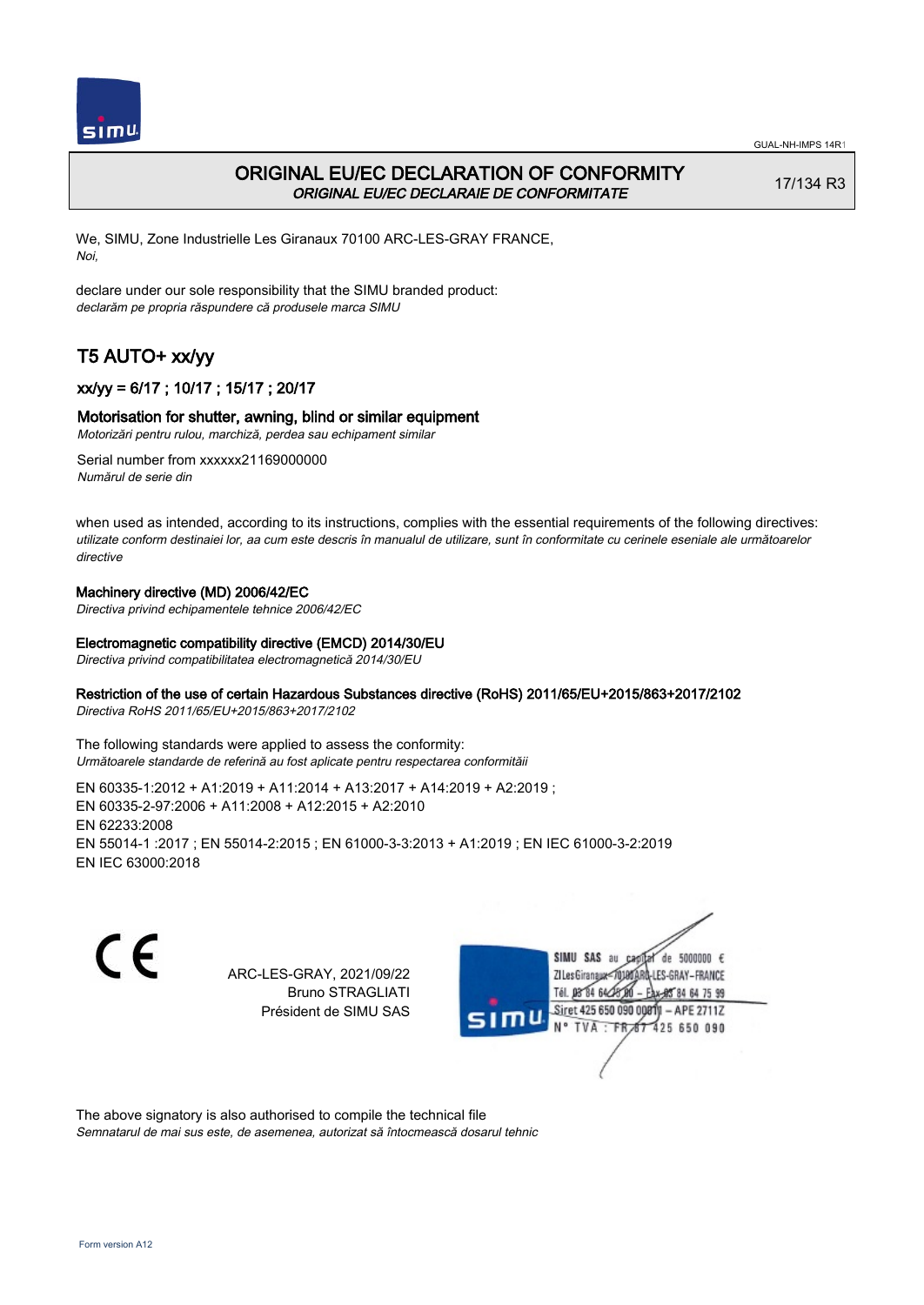# ORIGINAL EU/EC DECLARATION OF CONFORMITY

*ORIGINAL EU/EC DECLARAIE DE CONFORMITATE*

17/134 R3

We, SIMU, Zone Industrielle Les Giranaux 70100 ARC-LES-GRAY FRANCE,
*Noi,*

declare under our sole responsibility that the SIMU branded product:
*declarăm pe propria răspundere că produsele marca SIMU*

## T5 AUTO+ xx/yy

### xx/yy = 6/17 ; 10/17 ; 15/17 ; 20/17

### Motorisation for shutter, awning, blind or similar equipment

*Motorizări pentru rulou, marchiză, perdea sau echipament similar*

Serial number from xxxxxx21169000000
*Numărul de serie din*

when used as intended, according to its instructions, complies with the essential requirements of the following directives:
*utilizate conform destinaiei lor, aa cum este descris în manualul de utilizare, sunt în conformitate cu cerinele eseniale ale următoarelor directive*

**Machinery directive (MD) 2006/42/EC**
*Directiva privind echipamentele tehnice 2006/42/EC*

**Electromagnetic compatibility directive (EMCD) 2014/30/EU**
*Directiva privind compatibilitatea electromagnetică 2014/30/EU*

**Restriction of the use of certain Hazardous Substances directive (RoHS) 2011/65/EU+2015/863+2017/2102**
*Directiva RoHS 2011/65/EU+2015/863+2017/2102*

The following standards were applied to assess the conformity:
*Următoarele standarde de referină au fost aplicate pentru respectarea conformităii*

EN 60335-1:2012 + A1:2019 + A11:2014 + A13:2017 + A14:2019 + A2:2019 ;
EN 60335-2-97:2006 + A11:2008 + A12:2015 + A2:2010
EN 62233:2008
EN 55014-1 :2017 ; EN 55014-2:2015 ; EN 61000-3-3:2013 + A1:2019 ; EN IEC 61000-3-2:2019
EN IEC 63000:2018

CE

ARC-LES-GRAY, 2021/09/22
Bruno STRAGLIATI
Président de SIMU SAS

SIMU SAS au capital de 5000000 €
ZI Les Giranaux 70100 ARC-LES-GRAY-FRANCE
Tél. 03 84 64 75 00 – Fax 03 84 64 75 99
Siret 425 650 090 00011 – APE 2711Z
N° TVA : FR 67 425 650 090

The above signatory is also authorised to compile the technical file
*Semnatarul de mai sus este, de asemenea, autorizat să întocmească dosarul tehnic*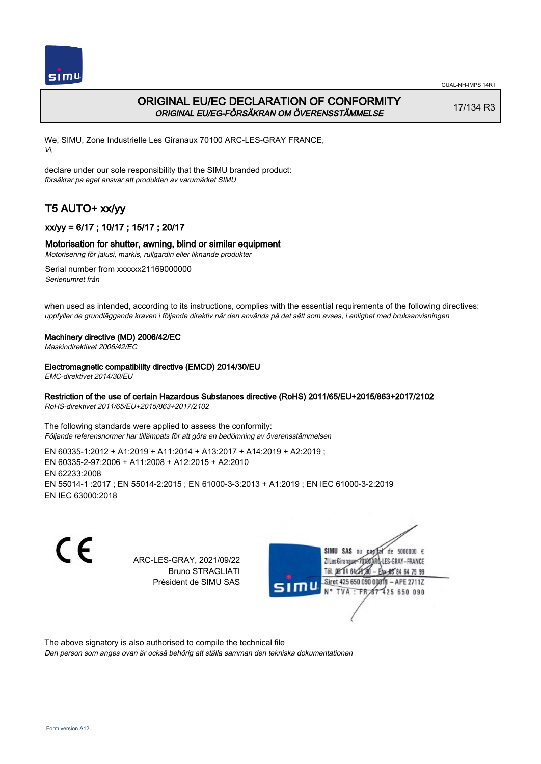# ORIGINAL EU/EC DECLARATION OF CONFORMITY
*ORIGINAL EU/EG-FÖRSÄKRAN OM ÖVERENSSTÄMMELSE*

17/134 R3

We, SIMU, Zone Industrielle Les Giranaux 70100 ARC-LES-GRAY FRANCE,
*Vi,*

declare under our sole responsibility that the SIMU branded product:
*försäkrar på eget ansvar att produkten av varumärket SIMU*

## T5 AUTO+ xx/yy

### xx/yy = 6/17 ; 10/17 ; 15/17 ; 20/17

### Motorisation for shutter, awning, blind or similar equipment
*Motorisering för jalusi, markis, rullgardin eller liknande produkter*

Serial number from xxxxxx21169000000
*Serienumret från*

when used as intended, according to its instructions, complies with the essential requirements of the following directives:
*uppfyller de grundläggande kraven i följande direktiv när den används på det sätt som avses, i enlighet med bruksanvisningen*

**Machinery directive (MD) 2006/42/EC**
*Maskindirektivet 2006/42/EC*

**Electromagnetic compatibility directive (EMCD) 2014/30/EU**
*EMC-direktivet 2014/30/EU*

**Restriction of the use of certain Hazardous Substances directive (RoHS) 2011/65/EU+2015/863+2017/2102**
*RoHS-direktivet 2011/65/EU+2015/863+2017/2102*

The following standards were applied to assess the conformity:
*Följande referensnormer har tillämpats för att göra en bedömning av överensstämmelsen*

EN 60335-1:2012 + A1:2019 + A11:2014 + A13:2017 + A14:2019 + A2:2019 ;
EN 60335-2-97:2006 + A11:2008 + A12:2015 + A2:2010
EN 62233:2008
EN 55014-1 :2017 ; EN 55014-2:2015 ; EN 61000-3-3:2013 + A1:2019 ; EN IEC 61000-3-2:2019
EN IEC 63000:2018

ARC-LES-GRAY, 2021/09/22
Bruno STRAGLIATI
Président de SIMU SAS

SIMU SAS au capital de 5000000 €
ZI Les Giranaux 70100 ARC-LES-GRAY-FRANCE
Tél. 03 84 64 75 00 – Fax 03 84 64 75 99
Siret 425 650 090 00011 – APE 2711Z
N° TVA : FR 87 425 650 090

The above signatory is also authorised to compile the technical file
*Den person som anges ovan är också behörig att ställa samman den tekniska dokumentationen*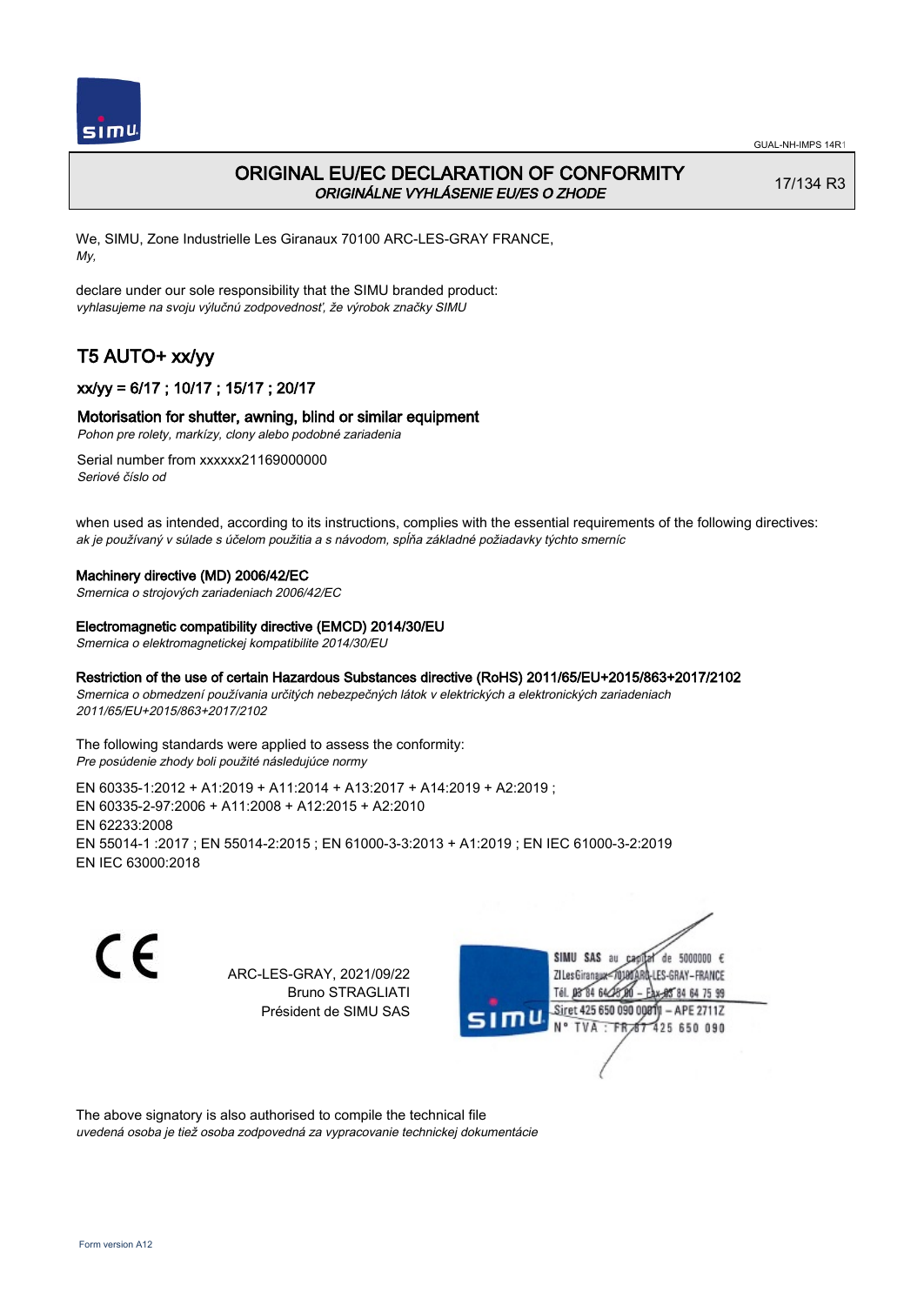# ORIGINAL EU/EC DECLARATION OF CONFORMITY
*ORIGINÁLNE VYHLÁSENIE EU/ES O ZHODE*

17/134 R3

We, SIMU, Zone Industrielle Les Giranaux 70100 ARC-LES-GRAY FRANCE,
*My,*

declare under our sole responsibility that the SIMU branded product:
*vyhlasujeme na svoju výlučnú zodpovednosť, že výrobok značky SIMU*

## T5 AUTO+ xx/yy

### xx/yy = 6/17 ; 10/17 ; 15/17 ; 20/17

### Motorisation for shutter, awning, blind or similar equipment
*Pohon pre rolety, markízy, clony alebo podobné zariadenia*

Serial number from xxxxxx21169000000
*Seriové číslo od*

when used as intended, according to its instructions, complies with the essential requirements of the following directives:
*ak je používaný v súlade s účelom použitia a s návodom, spĺňa základné požiadavky týchto smerníc*

**Machinery directive (MD) 2006/42/EC**
*Smernica o strojových zariadeniach 2006/42/EC*

**Electromagnetic compatibility directive (EMCD) 2014/30/EU**
*Smernica o elektromagnetickej kompatibilite 2014/30/EU*

**Restriction of the use of certain Hazardous Substances directive (RoHS) 2011/65/EU+2015/863+2017/2102**
*Smernica o obmedzení používania určitých nebezpečných látok v elektrických a elektronických zariadeniach 2011/65/EU+2015/863+2017/2102*

The following standards were applied to assess the conformity:
*Pre posúdenie zhody boli použité následujúce normy*

EN 60335-1:2012 + A1:2019 + A11:2014 + A13:2017 + A14:2019 + A2:2019 ;
EN 60335-2-97:2006 + A11:2008 + A12:2015 + A2:2010
EN 62233:2008
EN 55014-1 :2017 ; EN 55014-2:2015 ; EN 61000-3-3:2013 + A1:2019 ; EN IEC 61000-3-2:2019
EN IEC 63000:2018

CE

ARC-LES-GRAY, 2021/09/22
Bruno STRAGLIATI
Président de SIMU SAS

SIMU SAS au capital de 5000000 €
ZI Les Giranaux 70100 ARC-LES-GRAY-FRANCE
Tél. 03 84 64 75 00 – Fax 03 84 64 75 99
Siret 425 650 090 00011 – APE 2711Z
N° TVA : FR 87 425 650 090

The above signatory is also authorised to compile the technical file
*uvedená osoba je tiež osoba zodpovedná za vypracovanie technickej dokumentácie*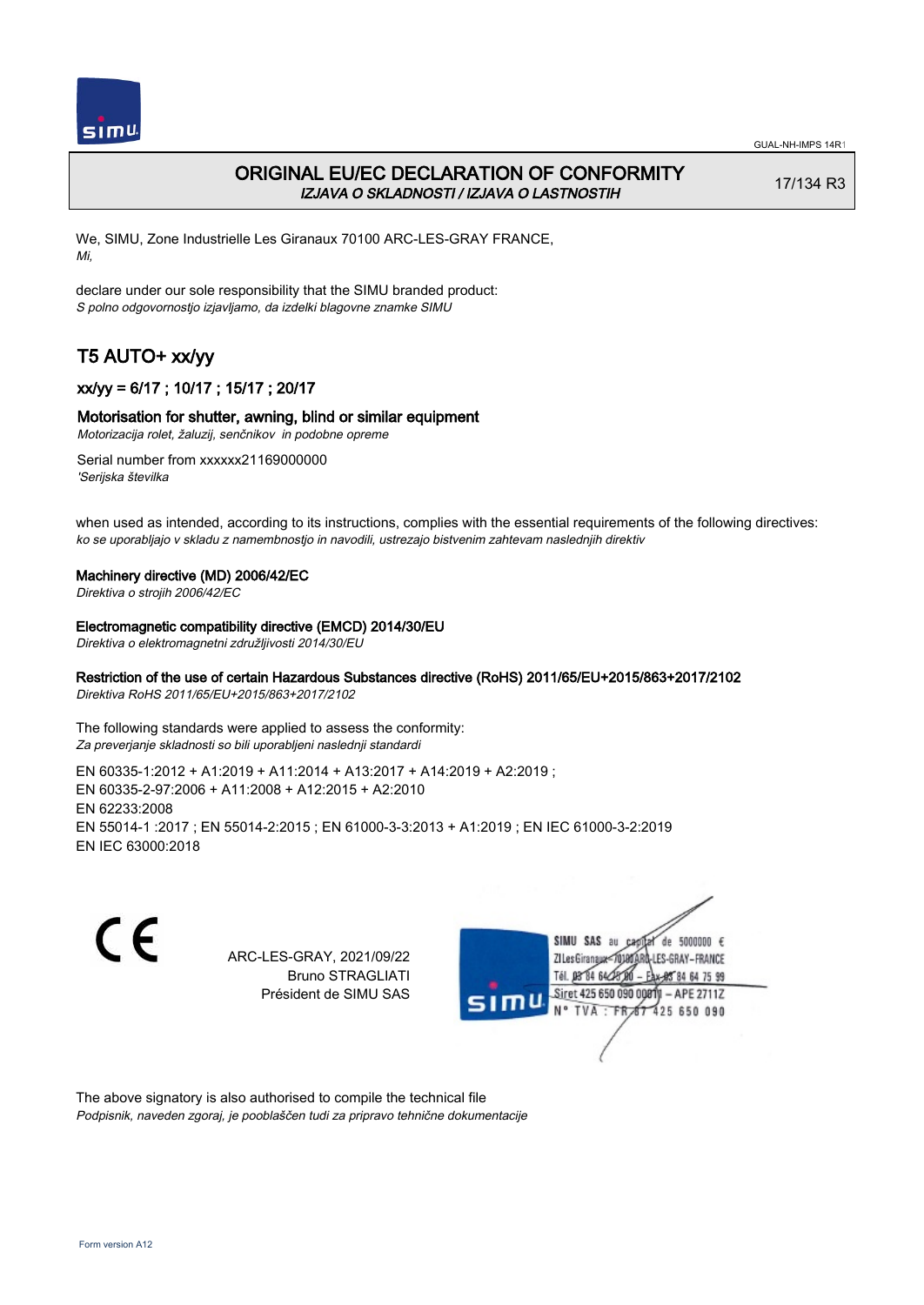# ORIGINAL EU/EC DECLARATION OF CONFORMITY

*IZJAVA O SKLADNOSTI / IZJAVA O LASTNOSTIH*

17/134 R3

We, SIMU, Zone Industrielle Les Giranaux 70100 ARC-LES-GRAY FRANCE,
*Mi,*

declare under our sole responsibility that the SIMU branded product:
*S polno odgovornostjo izjavljamo, da izdelki blagovne znamke SIMU*

## T5 AUTO+ xx/yy

### xx/yy = 6/17 ; 10/17 ; 15/17 ; 20/17

### Motorisation for shutter, awning, blind or similar equipment

*Motorizacija rolet, žaluzij, senčnikov in podobne opreme*

Serial number from xxxxxx21169000000
*'Serijska številka*

when used as intended, according to its instructions, complies with the essential requirements of the following directives:
*ko se uporabljajo v skladu z namembnostjo in navodili, ustrezajo bistvenim zahtevam naslednjih direktiv*

**Machinery directive (MD) 2006/42/EC**
*Direktiva o strojih 2006/42/EC*

**Electromagnetic compatibility directive (EMCD) 2014/30/EU**
*Direktiva o elektromagnetni združljivosti 2014/30/EU*

**Restriction of the use of certain Hazardous Substances directive (RoHS) 2011/65/EU+2015/863+2017/2102**
*Direktiva RoHS 2011/65/EU+2015/863+2017/2102*

The following standards were applied to assess the conformity:
*Za preverjanje skladnosti so bili uporabljeni naslednji standardi*

EN 60335-1:2012 + A1:2019 + A11:2014 + A13:2017 + A14:2019 + A2:2019 ;
EN 60335-2-97:2006 + A11:2008 + A12:2015 + A2:2010
EN 62233:2008
EN 55014-1 :2017 ; EN 55014-2:2015 ; EN 61000-3-3:2013 + A1:2019 ; EN IEC 61000-3-2:2019
EN IEC 63000:2018

ARC-LES-GRAY, 2021/09/22
Bruno STRAGLIATI
Président de SIMU SAS

SIMU SAS au capital de 5000000 €
ZI Les Giranaux 70100 ARC-LES-GRAY-FRANCE
Tél. 03 84 64 75 00 – Fax 03 84 64 75 99
Siret 425 650 090 00011 – APE 2711Z
N° TVA : FR 67 425 650 090

The above signatory is also authorised to compile the technical file
*Podpisnik, naveden zgoraj, je pooblaščen tudi za pripravo tehnične dokumentacije*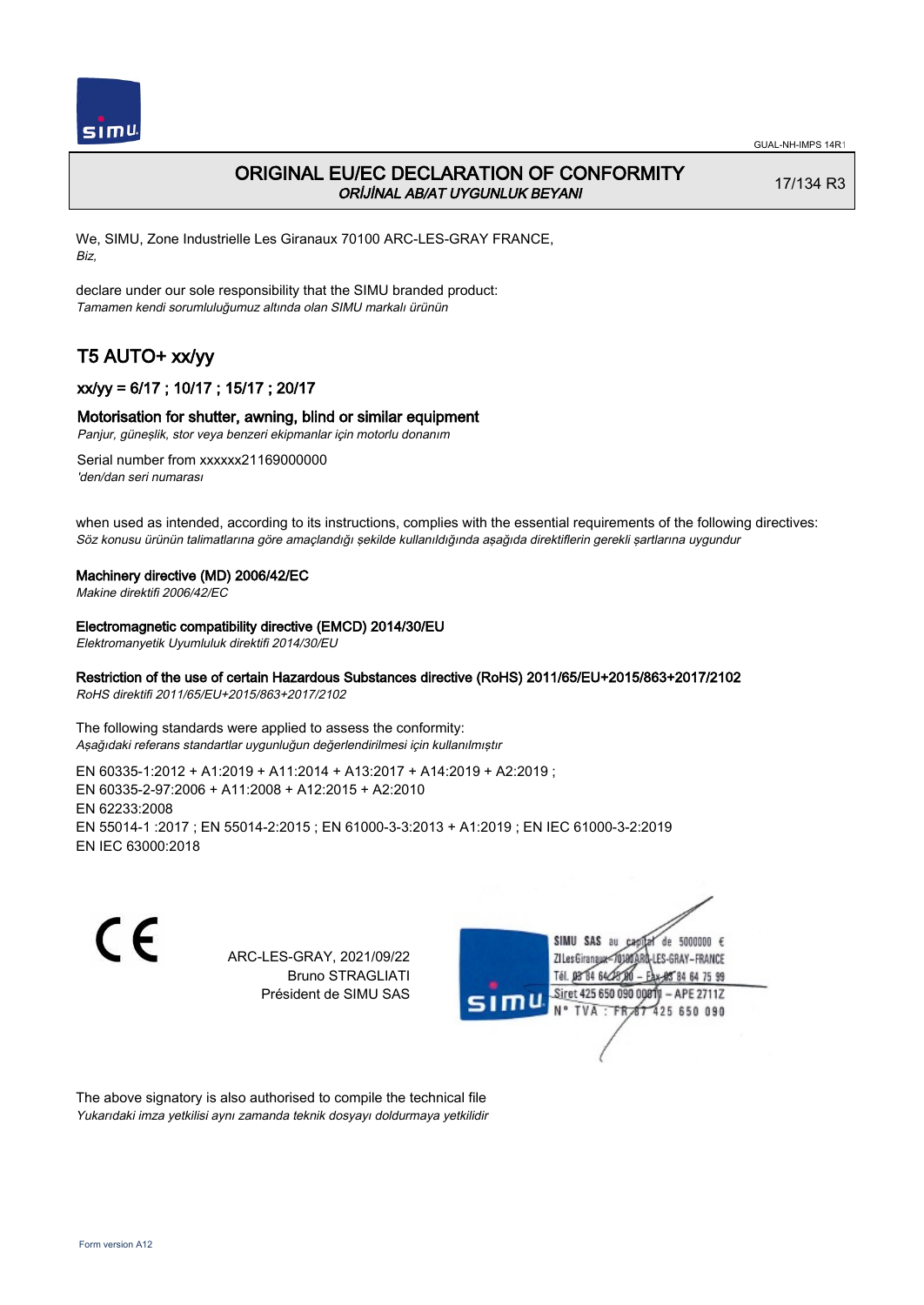GUAL-NH-IMPS 14R1

# ORIGINAL EU/EC DECLARATION OF CONFORMITY

*ORİJİNAL AB/AT UYGUNLUK BEYANI*

17/134 R3

We, SIMU, Zone Industrielle Les Giranaux 70100 ARC-LES-GRAY FRANCE,
*Biz,*

declare under our sole responsibility that the SIMU branded product:
*Tamamen kendi sorumluluğumuz altında olan SIMU markalı ürünün*

## T5 AUTO+ xx/yy

### xx/yy = 6/17 ; 10/17 ; 15/17 ; 20/17

### Motorisation for shutter, awning, blind or similar equipment

*Panjur, güneşlik, stor veya benzeri ekipmanlar için motorlu donanım*

Serial number from xxxxxx21169000000
*'den/dan seri numarası*

when used as intended, according to its instructions, complies with the essential requirements of the following directives:
*Söz konusu ürünün talimatlarına göre amaçlandığı şekilde kullanıldığında aşağıda direktiflerin gerekli şartlarına uygundur*

**Machinery directive (MD) 2006/42/EC**
*Makine direktifi 2006/42/EC*

**Electromagnetic compatibility directive (EMCD) 2014/30/EU**
*Elektromanyetik Uyumluluk direktifi 2014/30/EU*

**Restriction of the use of certain Hazardous Substances directive (RoHS) 2011/65/EU+2015/863+2017/2102**
*RoHS direktifi 2011/65/EU+2015/863+2017/2102*

The following standards were applied to assess the conformity:
*Aşağıdaki referans standartlar uygunluğun değerlendirilmesi için kullanılmıştır*

EN 60335-1:2012 + A1:2019 + A11:2014 + A13:2017 + A14:2019 + A2:2019 ;
EN 60335-2-97:2006 + A11:2008 + A12:2015 + A2:2010
EN 62233:2008
EN 55014-1 :2017 ; EN 55014-2:2015 ; EN 61000-3-3:2013 + A1:2019 ; EN IEC 61000-3-2:2019
EN IEC 63000:2018

CE

ARC-LES-GRAY, 2021/09/22
Bruno STRAGLIATI
Président de SIMU SAS

SIMU SAS au capital de 5000000 €
ZI Les Giranaux 70100 ARC-LES-GRAY-FRANCE
Tél. 03 84 64 75 00 – Fax 03 84 64 75 99
Siret 425 650 090 00011 – APE 2711Z
N° TVA : FR 87 425 650 090

The above signatory is also authorised to compile the technical file
*Yukarıdaki imza yetkilisi aynı zamanda teknik dosyayı doldurmaya yetkilidir*

Form version A12